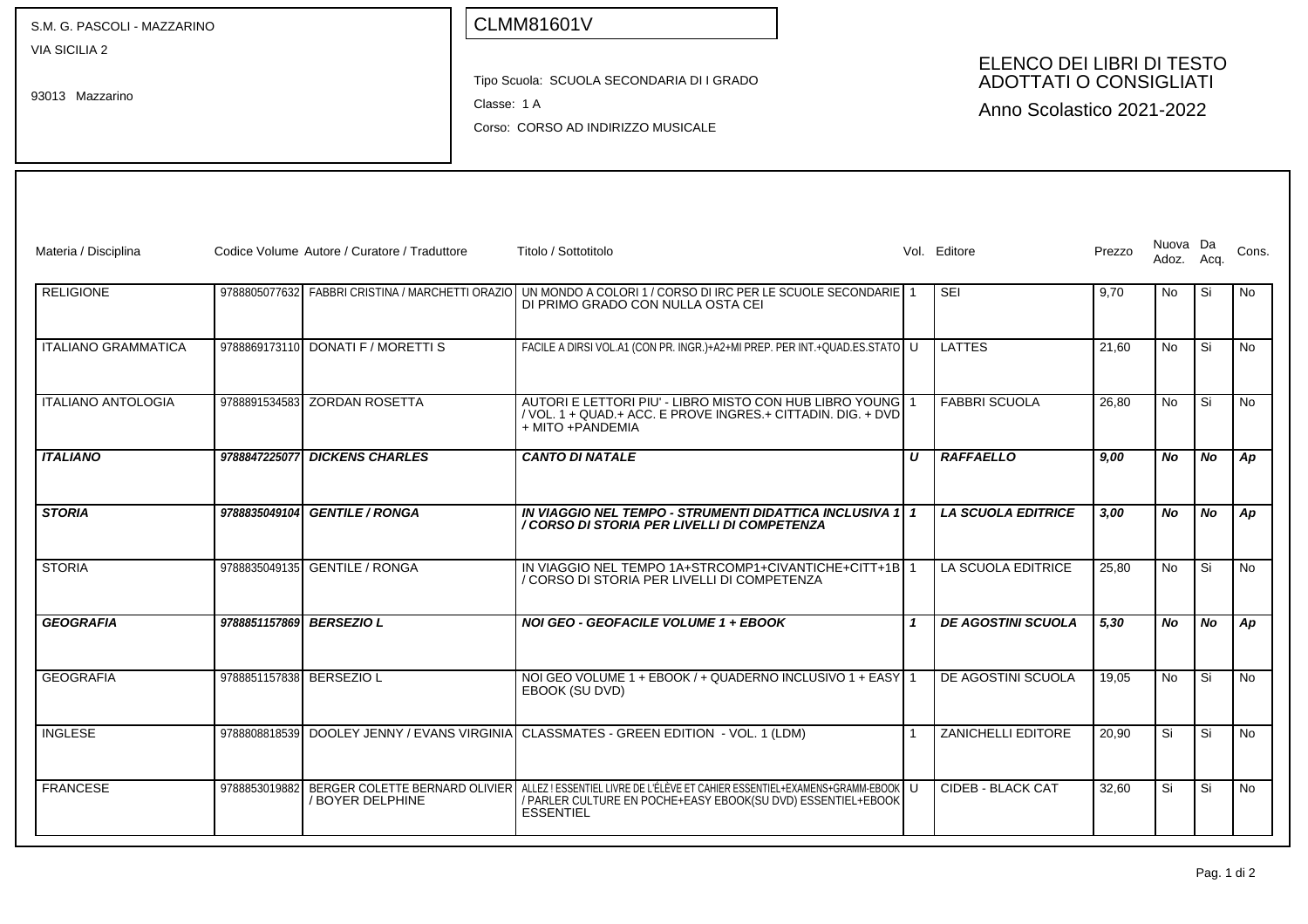S.M. G. PASCOLI - MAZZARINO
VIA SICILIA 2

93013 Mazzarino

CLMM81601V

Tipo Scuola: SCUOLA SECONDARIA DI I GRADO

Classe: 1 A

Corso: CORSO AD INDIRIZZO MUSICALE

# ELENCO DEI LIBRI DI TESTO ADOTTATI O CONSIGLIATI

## Anno Scolastico 2021-2022

| Materia / Disciplina | Codice Volume | Autore / Curatore / Traduttore | Titolo / Sottotitolo | Vol. | Editore | Prezzo | Nuova Adoz. | Da Acq. | Cons. |
|---|---|---|---|---|---|---|---|---|---|
| RELIGIONE | 9788805077632 | FABBRI CRISTINA / MARCHETTI ORAZIO | UN MONDO A COLORI 1 / CORSO DI IRC PER LE SCUOLE SECONDARIE DI PRIMO GRADO CON NULLA OSTA CEI | 1 | SEI | 9,70 | No | Si | No |
| ITALIANO GRAMMATICA | 9788869173110 | DONATI F / MORETTI S | FACILE A DIRSI VOL.A1 (CON PR. INGR.)+A2+MI PREP. PER INT.+QUAD.ES.STATO | U | LATTES | 21,60 | No | Si | No |
| ITALIANO ANTOLOGIA | 9788891534583 | ZORDAN ROSETTA | AUTORI E LETTORI PIU' - LIBRO MISTO CON HUB LIBRO YOUNG / VOL. 1 + QUAD.+ ACC. E PROVE INGRES.+ CITTADIN. DIG. + DVD + MITO +PANDEMIA | 1 | FABBRI SCUOLA | 26,80 | No | Si | No |
| ***ITALIANO*** | ***9788847225077*** | ***DICKENS CHARLES*** | ***CANTO DI NATALE*** | ***U*** | ***RAFFAELLO*** | ***9,00*** | ***No*** | ***No*** | ***Ap*** |
| ***STORIA*** | ***9788835049104*** | ***GENTILE / RONGA*** | ***IN VIAGGIO NEL TEMPO - STRUMENTI DIDATTICA INCLUSIVA 1 / CORSO DI STORIA PER LIVELLI DI COMPETENZA*** | ***1*** | ***LA SCUOLA EDITRICE*** | ***3,00*** | ***No*** | ***No*** | ***Ap*** |
| STORIA | 9788835049135 | GENTILE / RONGA | IN VIAGGIO NEL TEMPO 1A+STRCOMP1+CIVANTICHE+CITT+1B / CORSO DI STORIA PER LIVELLI DI COMPETENZA | 1 | LA SCUOLA EDITRICE | 25,80 | No | Si | No |
| ***GEOGRAFIA*** | ***9788851157869*** | ***BERSEZIO L*** | ***NOI GEO - GEOFACILE VOLUME 1 + EBOOK*** | ***1*** | ***DE AGOSTINI SCUOLA*** | ***5,30*** | ***No*** | ***No*** | ***Ap*** |
| GEOGRAFIA | 9788851157838 | BERSEZIO L | NOI GEO VOLUME 1 + EBOOK / + QUADERNO INCLUSIVO 1 + EASY EBOOK (SU DVD) | 1 | DE AGOSTINI SCUOLA | 19,05 | No | Si | No |
| INGLESE | 9788808818539 | DOOLEY JENNY / EVANS VIRGINIA | CLASSMATES - GREEN EDITION - VOL. 1 (LDM) | 1 | ZANICHELLI EDITORE | 20,90 | Si | Si | No |
| FRANCESE | 9788853019882 | BERGER COLETTE BERNARD OLIVIER / BOYER DELPHINE | ALLEZ ! ESSENTIEL LIVRE DE L'ÉLÈVE ET CAHIER ESSENTIEL+EXAMENS+GRAMM-EBOOK / PARLER CULTURE EN POCHE+EASY EBOOK(SU DVD) ESSENTIEL+EBOOK ESSENTIEL | U | CIDEB - BLACK CAT | 32,60 | Si | Si | No |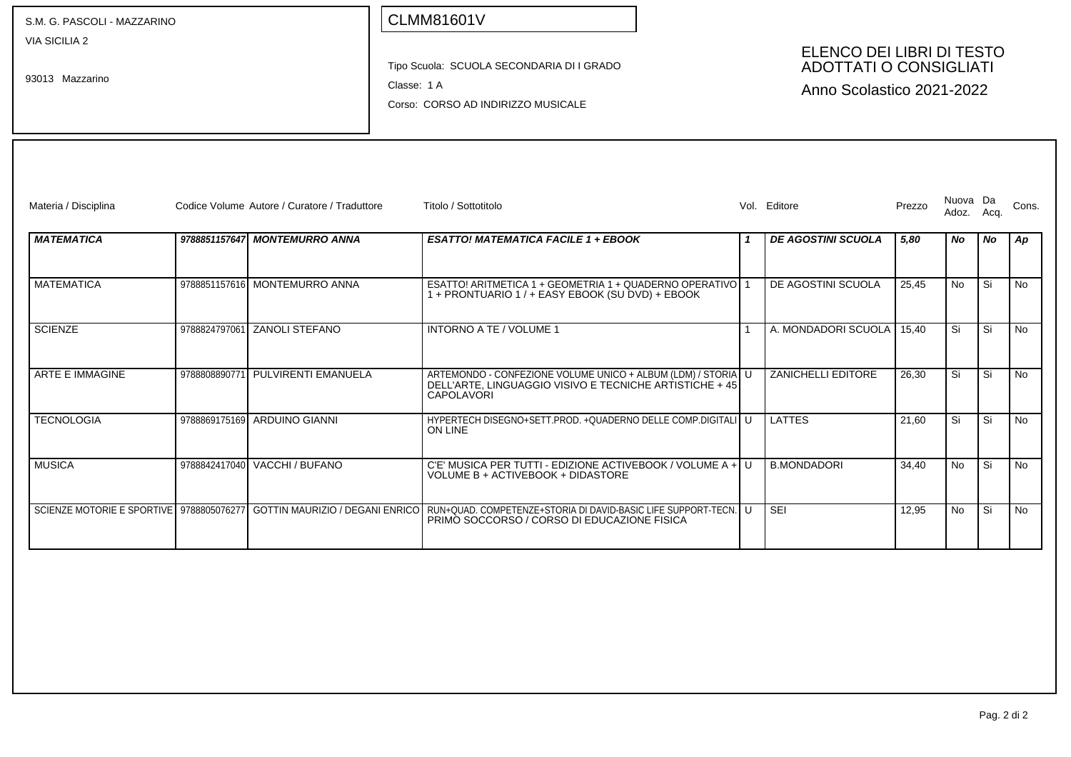S.M. G. PASCOLI - MAZZARINO
VIA SICILIA 2

93013 Mazzarino

CLMM81601V

Tipo Scuola: SCUOLA SECONDARIA DI I GRADO

Classe: 1 A

Corso: CORSO AD INDIRIZZO MUSICALE

## ELENCO DEI LIBRI DI TESTO ADOTTATI O CONSIGLIATI

Anno Scolastico 2021-2022

| Materia / Disciplina | Codice Volume | Autore / Curatore / Traduttore | Titolo / Sottotitolo | Vol. | Editore | Prezzo | Nuova Adoz. | Da Acq. | Cons. |
|---|---|---|---|---|---|---|---|---|---|
| ***MATEMATICA*** | ***9788851157647*** | ***MONTEMURRO ANNA*** | ***ESATTO! MATEMATICA FACILE 1 + EBOOK*** | ***1*** | ***DE AGOSTINI SCUOLA*** | ***5,80*** | ***No*** | ***No*** | ***Ap*** |
| MATEMATICA | 9788851157616 | MONTEMURRO ANNA | ESATTO! ARITMETICA 1 + GEOMETRIA 1 + QUADERNO OPERATIVO 1 + PRONTUARIO 1 / + EASY EBOOK (SU DVD) + EBOOK | 1 | DE AGOSTINI SCUOLA | 25,45 | No | Si | No |
| SCIENZE | 9788824797061 | ZANOLI STEFANO | INTORNO A TE / VOLUME 1 | 1 | A. MONDADORI SCUOLA | 15,40 | Si | Si | No |
| ARTE E IMMAGINE | 9788808890771 | PULVIRENTI EMANUELA | ARTEMONDO - CONFEZIONE VOLUME UNICO + ALBUM (LDM) / STORIA DELL'ARTE, LINGUAGGIO VISIVO E TECNICHE ARTISTICHE + 45 CAPOLAVORI | U | ZANICHELLI EDITORE | 26,30 | Si | Si | No |
| TECNOLOGIA | 9788869175169 | ARDUINO GIANNI | HYPERTECH DISEGNO+SETT.PROD. +QUADERNO DELLE COMP.DIGITALI ON LINE | U | LATTES | 21,60 | Si | Si | No |
| MUSICA | 9788842417040 | VACCHI / BUFANO | C'E' MUSICA PER TUTTI - EDIZIONE ACTIVEBOOK / VOLUME A + VOLUME B + ACTIVEBOOK + DIDASTORE | U | B.MONDADORI | 34,40 | No | Si | No |
| SCIENZE MOTORIE E SPORTIVE | 9788805076277 | GOTTIN MAURIZIO / DEGANI ENRICO | RUN+QUAD. COMPETENZE+STORIA DI DAVID-BASIC LIFE SUPPORT-TECN. PRIMO SOCCORSO / CORSO DI EDUCAZIONE FISICA | U | SEI | 12,95 | No | Si | No |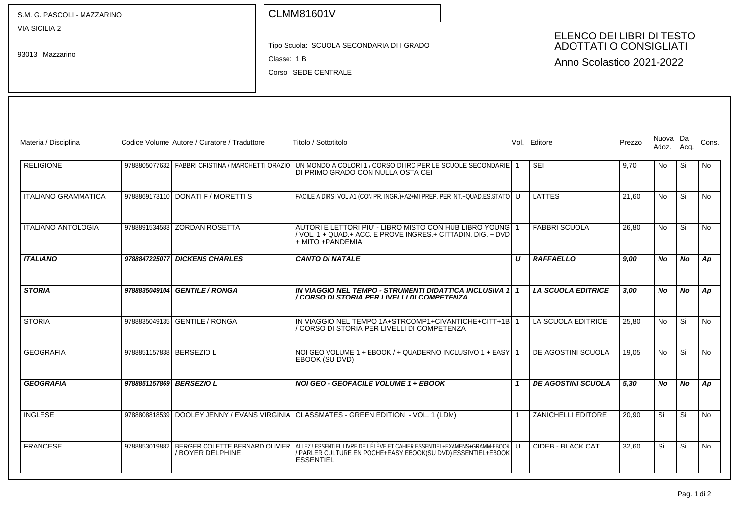S.M. G. PASCOLI - MAZZARINO
VIA SICILIA 2

93013 Mazzarino

CLMM81601V

Tipo Scuola: SCUOLA SECONDARIA DI I GRADO
Classe: 1 B
Corso: SEDE CENTRALE

## ELENCO DEI LIBRI DI TESTO ADOTTATI O CONSIGLIATI
Anno Scolastico 2021-2022

| Materia / Disciplina | Codice Volume | Autore / Curatore / Traduttore | Titolo / Sottotitolo | Vol. | Editore | Prezzo | Nuova Adoz. | Da Acq. | Cons. |
|---|---|---|---|---|---|---|---|---|---|
| RELIGIONE | 9788805077632 | FABBRI CRISTINA / MARCHETTI ORAZIO | UN MONDO A COLORI 1 / CORSO DI IRC PER LE SCUOLE SECONDARIE DI PRIMO GRADO CON NULLA OSTA CEI | 1 | SEI | 9,70 | No | Si | No |
| ITALIANO GRAMMATICA | 9788869173110 | DONATI F / MORETTI S | FACILE A DIRSI VOL.A1 (CON PR. INGR.)+A2+MI PREP. PER INT.+QUAD.ES.STATO | U | LATTES | 21,60 | No | Si | No |
| ITALIANO ANTOLOGIA | 9788891534583 | ZORDAN ROSETTA | AUTORI E LETTORI PIU' - LIBRO MISTO CON HUB LIBRO YOUNG / VOL. 1 + QUAD.+ ACC. E PROVE INGRES.+ CITTADIN. DIG. + DVD + MITO +PANDEMIA | 1 | FABBRI SCUOLA | 26,80 | No | Si | No |
| ***ITALIANO*** | ***9788847225077*** | ***DICKENS CHARLES*** | ***CANTO DI NATALE*** | ***U*** | ***RAFFAELLO*** | ***9,00*** | ***No*** | ***No*** | ***Ap*** |
| ***STORIA*** | ***9788835049104*** | ***GENTILE / RONGA*** | ***IN VIAGGIO NEL TEMPO - STRUMENTI DIDATTICA INCLUSIVA 1 / CORSO DI STORIA PER LIVELLI DI COMPETENZA*** | ***1*** | ***LA SCUOLA EDITRICE*** | ***3,00*** | ***No*** | ***No*** | ***Ap*** |
| STORIA | 9788835049135 | GENTILE / RONGA | IN VIAGGIO NEL TEMPO 1A+STRCOMP1+CIVANTICHE+CITT+1B / CORSO DI STORIA PER LIVELLI DI COMPETENZA | 1 | LA SCUOLA EDITRICE | 25,80 | No | Si | No |
| GEOGRAFIA | 9788851157838 | BERSEZIO L | NOI GEO VOLUME 1 + EBOOK / + QUADERNO INCLUSIVO 1 + EASY EBOOK (SU DVD) | 1 | DE AGOSTINI SCUOLA | 19,05 | No | Si | No |
| ***GEOGRAFIA*** | ***9788851157869*** | ***BERSEZIO L*** | ***NOI GEO - GEOFACILE VOLUME 1 + EBOOK*** | ***1*** | ***DE AGOSTINI SCUOLA*** | ***5,30*** | ***No*** | ***No*** | ***Ap*** |
| INGLESE | 9788808818539 | DOOLEY JENNY / EVANS VIRGINIA | CLASSMATES - GREEN EDITION - VOL. 1 (LDM) | 1 | ZANICHELLI EDITORE | 20,90 | Si | Si | No |
| FRANCESE | 9788853019882 | BERGER COLETTE BERNARD OLIVIER / BOYER DELPHINE | ALLEZ ! ESSENTIEL LIVRE DE L'ÉLÈVE ET CAHIER ESSENTIEL+EXAMENS+GRAMM-EBOOK / PARLER CULTURE EN POCHE+EASY EBOOK(SU DVD) ESSENTIEL+EBOOK ESSENTIEL | U | CIDEB - BLACK CAT | 32,60 | Si | Si | No |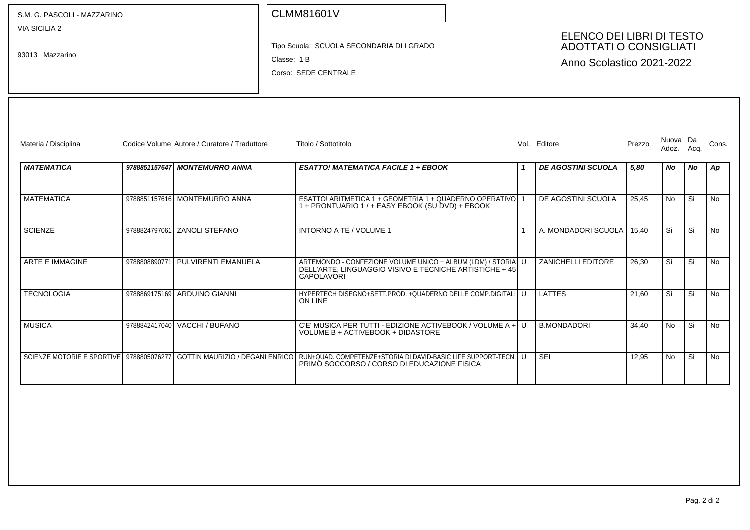S.M. G. PASCOLI - MAZZARINO
VIA SICILIA 2

93013 Mazzarino

CLMM81601V

Tipo Scuola: SCUOLA SECONDARIA DI I GRADO
Classe: 1 B
Corso: SEDE CENTRALE

## ELENCO DEI LIBRI DI TESTO ADOTTATI O CONSIGLIATI
## Anno Scolastico 2021-2022

| Materia / Disciplina | Codice Volume | Autore / Curatore / Traduttore | Titolo / Sottotitolo | Vol. | Editore | Prezzo | Nuova Adoz. | Da Acq. | Cons. |
|---|---|---|---|---|---|---|---|---|---|
| ***MATEMATICA*** | ***9788851157647*** | ***MONTEMURRO ANNA*** | ***ESATTO! MATEMATICA FACILE 1 + EBOOK*** | ***1*** | ***DE AGOSTINI SCUOLA*** | ***5,80*** | ***No*** | ***No*** | ***Ap*** |
| MATEMATICA | 9788851157616 | MONTEMURRO ANNA | ESATTO! ARITMETICA 1 + GEOMETRIA 1 + QUADERNO OPERATIVO 1 + PRONTUARIO 1 / + EASY EBOOK (SU DVD) + EBOOK | 1 | DE AGOSTINI SCUOLA | 25,45 | No | Si | No |
| SCIENZE | 9788824797061 | ZANOLI STEFANO | INTORNO A TE / VOLUME 1 | 1 | A. MONDADORI SCUOLA | 15,40 | Si | Si | No |
| ARTE E IMMAGINE | 9788808890771 | PULVIRENTI EMANUELA | ARTEMONDO - CONFEZIONE VOLUME UNICO + ALBUM (LDM) / STORIA DELL'ARTE, LINGUAGGIO VISIVO E TECNICHE ARTISTICHE + 45 CAPOLAVORI | U | ZANICHELLI EDITORE | 26,30 | Si | Si | No |
| TECNOLOGIA | 9788869175169 | ARDUINO GIANNI | HYPERTECH DISEGNO+SETT.PROD. +QUADERNO DELLE COMP.DIGITALI ON LINE | U | LATTES | 21,60 | Si | Si | No |
| MUSICA | 9788842417040 | VACCHI / BUFANO | C'E' MUSICA PER TUTTI - EDIZIONE ACTIVEBOOK / VOLUME A + VOLUME B + ACTIVEBOOK + DIDASTORE | U | B.MONDADORI | 34,40 | No | Si | No |
| SCIENZE MOTORIE E SPORTIVE | 9788805076277 | GOTTIN MAURIZIO / DEGANI ENRICO | RUN+QUAD. COMPETENZE+STORIA DI DAVID-BASIC LIFE SUPPORT-TECN. PRIMO SOCCORSO / CORSO DI EDUCAZIONE FISICA | U | SEI | 12,95 | No | Si | No |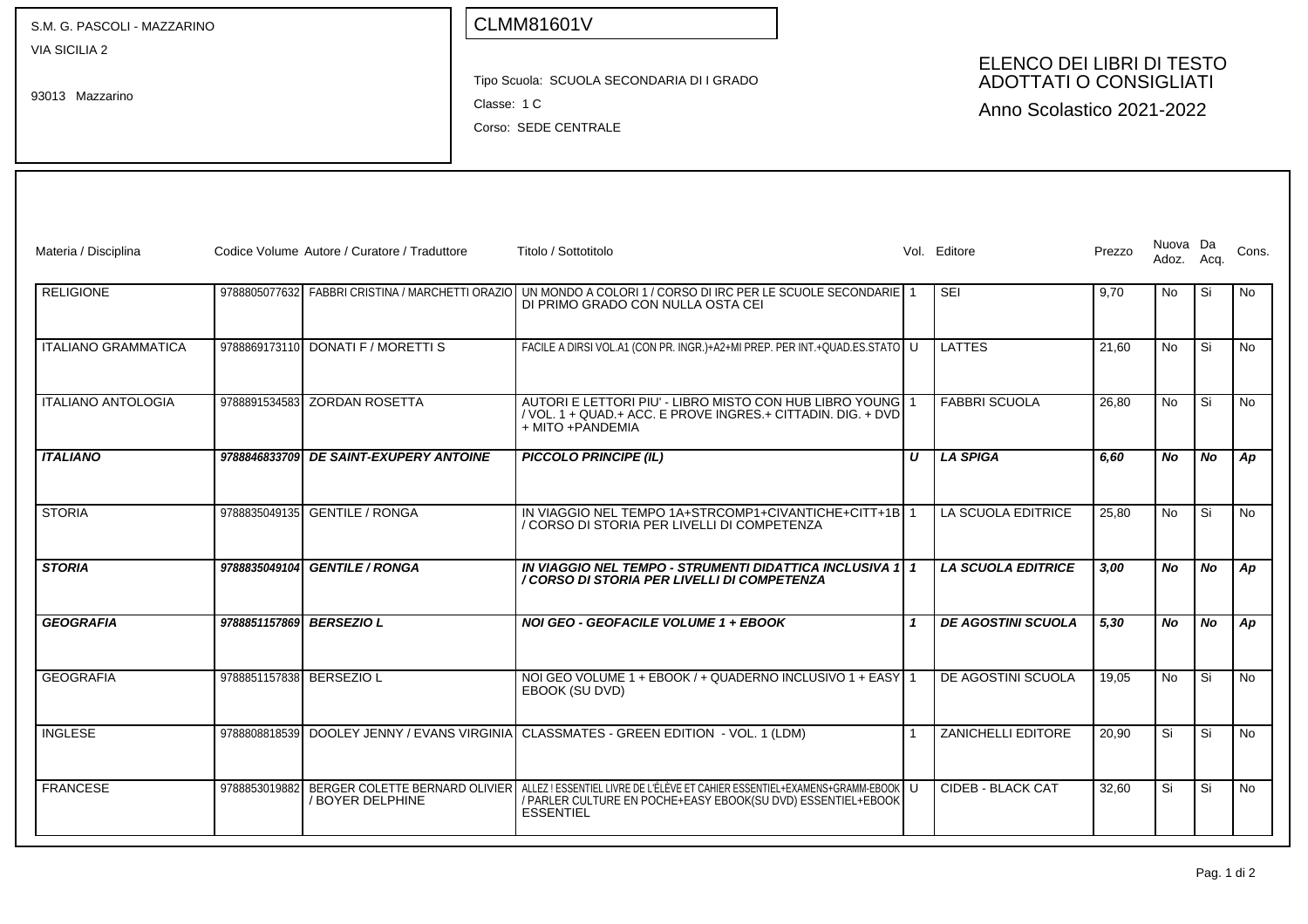S.M. G. PASCOLI - MAZZARINO
VIA SICILIA 2
93013 Mazzarino

CLMM81601V

Tipo Scuola: SCUOLA SECONDARIA DI I GRADO
Classe: 1 C
Corso: SEDE CENTRALE

## ELENCO DEI LIBRI DI TESTO ADOTTATI O CONSIGLIATI
Anno Scolastico 2021-2022

| Materia / Disciplina | Codice Volume | Autore / Curatore / Traduttore | Titolo / Sottotitolo | Vol. | Editore | Prezzo | Nuova Adoz. | Da Acq. | Cons. |
|---|---|---|---|---|---|---|---|---|---|
| RELIGIONE | 9788805077632 | FABBRI CRISTINA / MARCHETTI ORAZIO | UN MONDO A COLORI 1 / CORSO DI IRC PER LE SCUOLE SECONDARIE DI PRIMO GRADO CON NULLA OSTA CEI | 1 | SEI | 9,70 | No | Si | No |
| ITALIANO GRAMMATICA | 9788869173110 | DONATI F / MORETTI S | FACILE A DIRSI VOL.A1 (CON PR. INGR.)+A2+MI PREP. PER INT.+QUAD.ES.STATO | U | LATTES | 21,60 | No | Si | No |
| ITALIANO ANTOLOGIA | 9788891534583 | ZORDAN ROSETTA | AUTORI E LETTORI PIU' - LIBRO MISTO CON HUB LIBRO YOUNG / VOL. 1 + QUAD.+ ACC. E PROVE INGRES.+ CITTADIN. DIG. + DVD + MITO +PANDEMIA | 1 | FABBRI SCUOLA | 26,80 | No | Si | No |
| ***ITALIANO*** | ***9788846833709*** | ***DE SAINT-EXUPERY ANTOINE*** | ***PICCOLO PRINCIPE (IL)*** | ***U*** | ***LA SPIGA*** | ***6,60*** | ***No*** | ***No*** | ***Ap*** |
| STORIA | 9788835049135 | GENTILE / RONGA | IN VIAGGIO NEL TEMPO 1A+STRCOMP1+CIVANTICHE+CITT+1B / CORSO DI STORIA PER LIVELLI DI COMPETENZA | 1 | LA SCUOLA EDITRICE | 25,80 | No | Si | No |
| ***STORIA*** | ***9788835049104*** | ***GENTILE / RONGA*** | ***IN VIAGGIO NEL TEMPO - STRUMENTI DIDATTICA INCLUSIVA 1 / CORSO DI STORIA PER LIVELLI DI COMPETENZA*** | ***1*** | ***LA SCUOLA EDITRICE*** | ***3,00*** | ***No*** | ***No*** | ***Ap*** |
| ***GEOGRAFIA*** | ***9788851157869*** | ***BERSEZIO L*** | ***NOI GEO - GEOFACILE VOLUME 1 + EBOOK*** | ***1*** | ***DE AGOSTINI SCUOLA*** | ***5,30*** | ***No*** | ***No*** | ***Ap*** |
| GEOGRAFIA | 9788851157838 | BERSEZIO L | NOI GEO VOLUME 1 + EBOOK / + QUADERNO INCLUSIVO 1 + EASY EBOOK (SU DVD) | 1 | DE AGOSTINI SCUOLA | 19,05 | No | Si | No |
| INGLESE | 9788808818539 | DOOLEY JENNY / EVANS VIRGINIA | CLASSMATES - GREEN EDITION - VOL. 1 (LDM) | 1 | ZANICHELLI EDITORE | 20,90 | Si | Si | No |
| FRANCESE | 9788853019882 | BERGER COLETTE BERNARD OLIVIER / BOYER DELPHINE | ALLEZ ! ESSENTIEL LIVRE DE L'ÉLÈVE ET CAHIER ESSENTIEL+EXAMENS+GRAMM-EBOOK / PARLER CULTURE EN POCHE+EASY EBOOK(SU DVD) ESSENTIEL+EBOOK ESSENTIEL | U | CIDEB - BLACK CAT | 32,60 | Si | Si | No |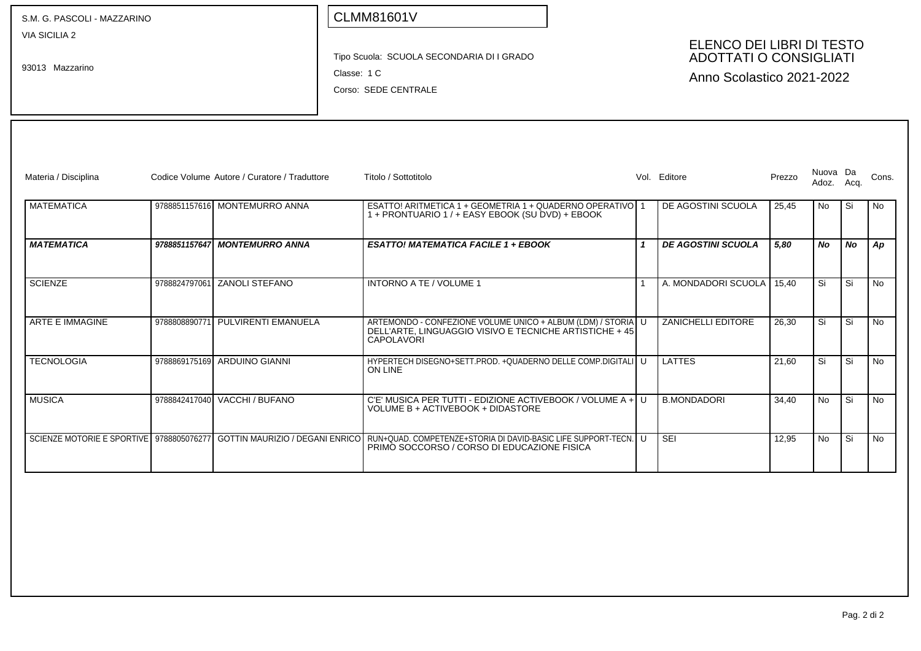S.M. G. PASCOLI - MAZZARINO
VIA SICILIA 2

93013 Mazzarino

CLMM81601V

Tipo Scuola: SCUOLA SECONDARIA DI I GRADO
Classe: 1 C
Corso: SEDE CENTRALE

# ELENCO DEI LIBRI DI TESTO ADOTTATI O CONSIGLIATI

Anno Scolastico 2021-2022

| Materia / Disciplina | Codice Volume | Autore / Curatore / Traduttore | Titolo / Sottotitolo | Vol. | Editore | Prezzo | Nuova Adoz. | Da Acq. | Cons. |
|---|---|---|---|---|---|---|---|---|---|
| MATEMATICA | 9788851157616 | MONTEMURRO ANNA | ESATTO! ARITMETICA 1 + GEOMETRIA 1 + QUADERNO OPERATIVO 1 + PRONTUARIO 1 / + EASY EBOOK (SU DVD) + EBOOK | 1 | DE AGOSTINI SCUOLA | 25,45 | No | Si | No |
| ***MATEMATICA*** | ***9788851157647*** | ***MONTEMURRO ANNA*** | ***ESATTO! MATEMATICA FACILE 1 + EBOOK*** | ***1*** | ***DE AGOSTINI SCUOLA*** | ***5,80*** | ***No*** | ***No*** | ***Ap*** |
| SCIENZE | 9788824797061 | ZANOLI STEFANO | INTORNO A TE / VOLUME 1 | 1 | A. MONDADORI SCUOLA | 15,40 | Si | Si | No |
| ARTE E IMMAGINE | 9788808890771 | PULVIRENTI EMANUELA | ARTEMONDO - CONFEZIONE VOLUME UNICO + ALBUM (LDM) / STORIA DELL'ARTE, LINGUAGGIO VISIVO E TECNICHE ARTISTICHE + 45 CAPOLAVORI | U | ZANICHELLI EDITORE | 26,30 | Si | Si | No |
| TECNOLOGIA | 9788869175169 | ARDUINO GIANNI | HYPERTECH DISEGNO+SETT.PROD. +QUADERNO DELLE COMP.DIGITALI ON LINE | U | LATTES | 21,60 | Si | Si | No |
| MUSICA | 9788842417040 | VACCHI / BUFANO | C'E' MUSICA PER TUTTI - EDIZIONE ACTIVEBOOK / VOLUME A + VOLUME B + ACTIVEBOOK + DIDASTORE | U | B.MONDADORI | 34,40 | No | Si | No |
| SCIENZE MOTORIE E SPORTIVE | 9788805076277 | GOTTIN MAURIZIO / DEGANI ENRICO | RUN+QUAD. COMPETENZE+STORIA DI DAVID-BASIC LIFE SUPPORT-TECN. PRIMO SOCCORSO / CORSO DI EDUCAZIONE FISICA | U | SEI | 12,95 | No | Si | No |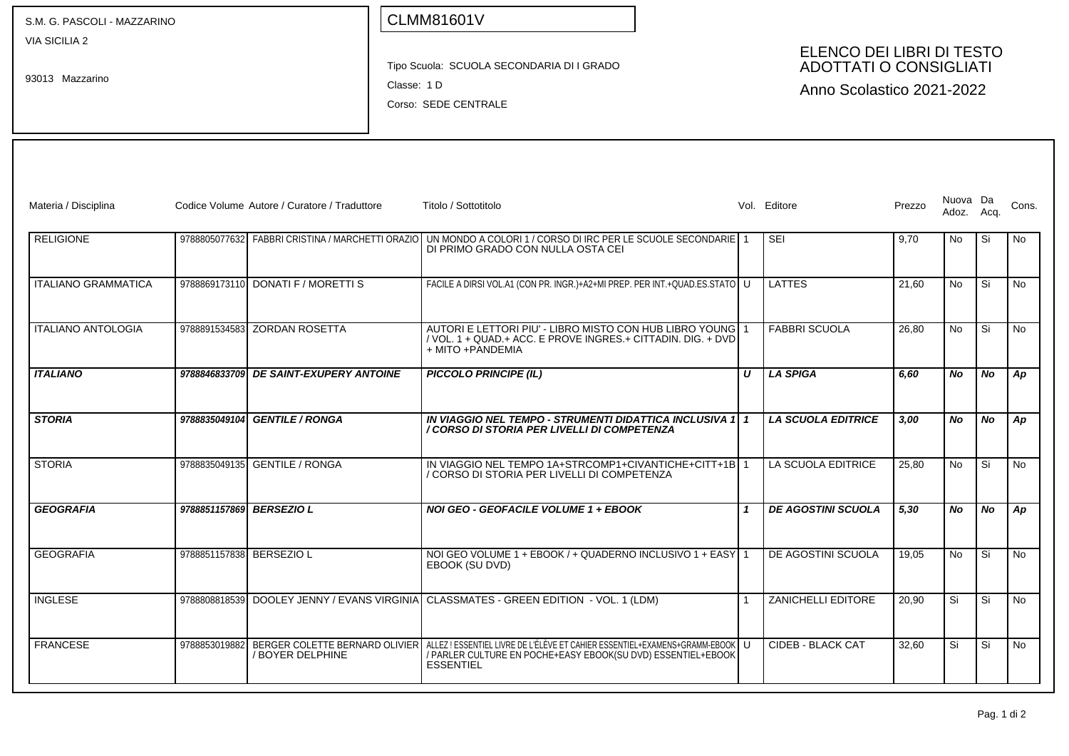S.M. G. PASCOLI - MAZZARINO
VIA SICILIA 2
93013 Mazzarino

CLMM81601V

Tipo Scuola: SCUOLA SECONDARIA DI I GRADO
Classe: 1 D
Corso: SEDE CENTRALE

# ELENCO DEI LIBRI DI TESTO ADOTTATI O CONSIGLIATI
## Anno Scolastico 2021-2022

| Materia / Disciplina | Codice Volume | Autore / Curatore / Traduttore | Titolo / Sottotitolo | Vol. | Editore | Prezzo | Nuova Adoz. | Da Acq. | Cons. |
|---|---|---|---|---|---|---|---|---|---|
| RELIGIONE | 9788805077632 | FABBRI CRISTINA / MARCHETTI ORAZIO | UN MONDO A COLORI 1 / CORSO DI IRC PER LE SCUOLE SECONDARIE DI PRIMO GRADO CON NULLA OSTA CEI | 1 | SEI | 9,70 | No | Si | No |
| ITALIANO GRAMMATICA | 9788869173110 | DONATI F / MORETTI S | FACILE A DIRSI VOL.A1 (CON PR. INGR.)+A2+MI PREP. PER INT.+QUAD.ES.STATO | U | LATTES | 21,60 | No | Si | No |
| ITALIANO ANTOLOGIA | 9788891534583 | ZORDAN ROSETTA | AUTORI E LETTORI PIU' - LIBRO MISTO CON HUB LIBRO YOUNG / VOL. 1 + QUAD.+ ACC. E PROVE INGRES.+ CITTADIN. DIG. + DVD + MITO +PANDEMIA | 1 | FABBRI SCUOLA | 26,80 | No | Si | No |
| ***ITALIANO*** | ***9788846833709*** | ***DE SAINT-EXUPERY ANTOINE*** | ***PICCOLO PRINCIPE (IL)*** | ***U*** | ***LA SPIGA*** | ***6,60*** | ***No*** | ***No*** | ***Ap*** |
| ***STORIA*** | ***9788835049104*** | ***GENTILE / RONGA*** | ***IN VIAGGIO NEL TEMPO - STRUMENTI DIDATTICA INCLUSIVA 1 / CORSO DI STORIA PER LIVELLI DI COMPETENZA*** | ***1*** | ***LA SCUOLA EDITRICE*** | ***3,00*** | ***No*** | ***No*** | ***Ap*** |
| STORIA | 9788835049135 | GENTILE / RONGA | IN VIAGGIO NEL TEMPO 1A+STRCOMP1+CIVANTICHE+CITT+1B / CORSO DI STORIA PER LIVELLI DI COMPETENZA | 1 | LA SCUOLA EDITRICE | 25,80 | No | Si | No |
| ***GEOGRAFIA*** | ***9788851157869*** | ***BERSEZIO L*** | ***NOI GEO - GEOFACILE VOLUME 1 + EBOOK*** | ***1*** | ***DE AGOSTINI SCUOLA*** | ***5,30*** | ***No*** | ***No*** | ***Ap*** |
| GEOGRAFIA | 9788851157838 | BERSEZIO L | NOI GEO VOLUME 1 + EBOOK / + QUADERNO INCLUSIVO 1 + EASY EBOOK (SU DVD) | 1 | DE AGOSTINI SCUOLA | 19,05 | No | Si | No |
| INGLESE | 9788808818539 | DOOLEY JENNY / EVANS VIRGINIA | CLASSMATES - GREEN EDITION - VOL. 1 (LDM) | 1 | ZANICHELLI EDITORE | 20,90 | Si | Si | No |
| FRANCESE | 9788853019882 | BERGER COLETTE BERNARD OLIVIER / BOYER DELPHINE | ALLEZ ! ESSENTIEL LIVRE DE L'ÉLÈVE ET CAHIER ESSENTIEL+EXAMENS+GRAMM-EBOOK / PARLER CULTURE EN POCHE+EASY EBOOK(SU DVD) ESSENTIEL+EBOOK ESSENTIEL | U | CIDEB - BLACK CAT | 32,60 | Si | Si | No |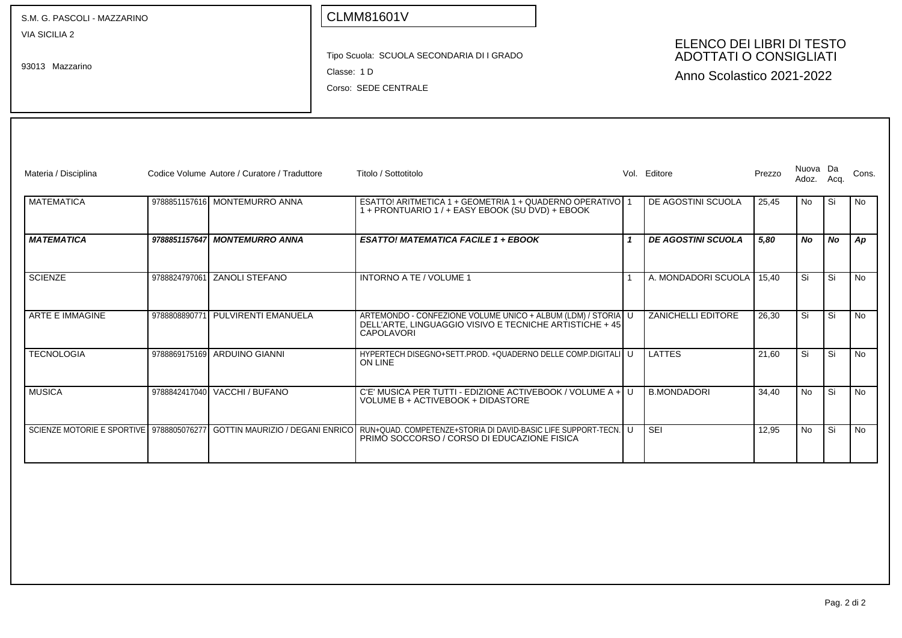S.M. G. PASCOLI - MAZZARINO
VIA SICILIA 2

93013 Mazzarino

CLMM81601V

Tipo Scuola: SCUOLA SECONDARIA DI I GRADO

Classe: 1 D

Corso: SEDE CENTRALE

# ELENCO DEI LIBRI DI TESTO ADOTTATI O CONSIGLIATI

## Anno Scolastico 2021-2022

| Materia / Disciplina | Codice Volume | Autore / Curatore / Traduttore | Titolo / Sottotitolo | Vol. | Editore | Prezzo | Nuova Adoz. | Da Acq. | Cons. |
|---|---|---|---|---|---|---|---|---|---|
| MATEMATICA | 9788851157616 | MONTEMURRO ANNA | ESATTO! ARITMETICA 1 + GEOMETRIA 1 + QUADERNO OPERATIVO 1 + PRONTUARIO 1 / + EASY EBOOK (SU DVD) + EBOOK | 1 | DE AGOSTINI SCUOLA | 25,45 | No | Si | No |
| ***MATEMATICA*** | ***9788851157647*** | ***MONTEMURRO ANNA*** | ***ESATTO! MATEMATICA FACILE 1 + EBOOK*** | ***1*** | ***DE AGOSTINI SCUOLA*** | ***5,80*** | ***No*** | ***No*** | ***Ap*** |
| SCIENZE | 9788824797061 | ZANOLI STEFANO | INTORNO A TE / VOLUME 1 | 1 | A. MONDADORI SCUOLA | 15,40 | Si | Si | No |
| ARTE E IMMAGINE | 9788808890771 | PULVIRENTI EMANUELA | ARTEMONDO - CONFEZIONE VOLUME UNICO + ALBUM (LDM) / STORIA DELL'ARTE, LINGUAGGIO VISIVO E TECNICHE ARTISTICHE + 45 CAPOLAVORI | U | ZANICHELLI EDITORE | 26,30 | Si | Si | No |
| TECNOLOGIA | 9788869175169 | ARDUINO GIANNI | HYPERTECH DISEGNO+SETT.PROD. +QUADERNO DELLE COMP.DIGITALI ON LINE | U | LATTES | 21,60 | Si | Si | No |
| MUSICA | 9788842417040 | VACCHI / BUFANO | C'E' MUSICA PER TUTTI - EDIZIONE ACTIVEBOOK / VOLUME A + VOLUME B + ACTIVEBOOK + DIDASTORE | U | B.MONDADORI | 34,40 | No | Si | No |
| SCIENZE MOTORIE E SPORTIVE | 9788805076277 | GOTTIN MAURIZIO / DEGANI ENRICO | RUN+QUAD. COMPETENZE+STORIA DI DAVID-BASIC LIFE SUPPORT-TECN. PRIMO SOCCORSO / CORSO DI EDUCAZIONE FISICA | U | SEI | 12,95 | No | Si | No |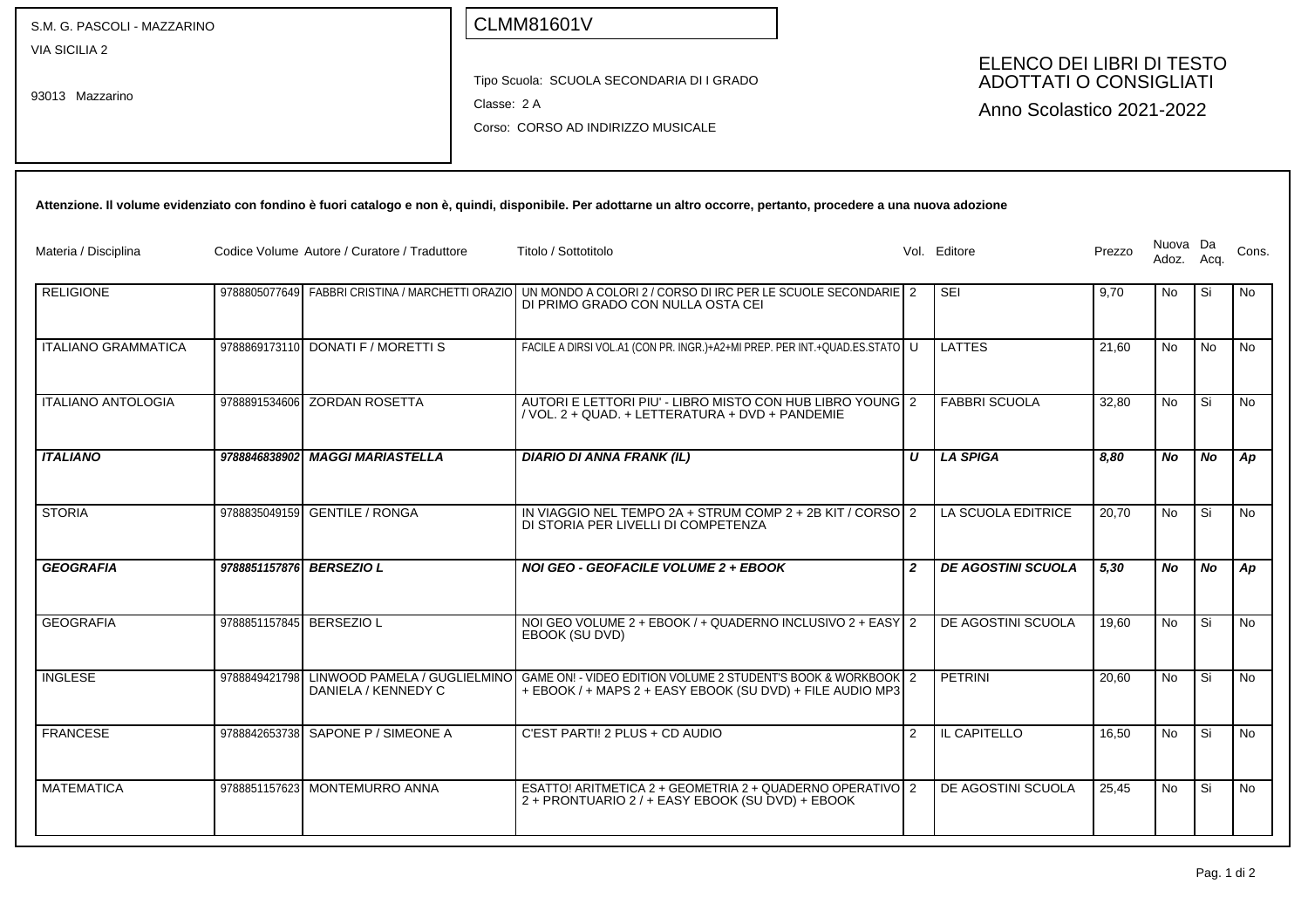S.M. G. PASCOLI - MAZZARINO
VIA SICILIA 2

93013 Mazzarino

CLMM81601V

Tipo Scuola: SCUOLA SECONDARIA DI I GRADO

Classe: 2 A

Corso: CORSO AD INDIRIZZO MUSICALE

# ELENCO DEI LIBRI DI TESTO ADOTTATI O CONSIGLIATI

Anno Scolastico 2021-2022

**Attenzione. Il volume evidenziato con fondino è fuori catalogo e non è, quindi, disponibile. Per adottarne un altro occorre, pertanto, procedere a una nuova adozione**

| Materia / Disciplina | Codice Volume | Autore / Curatore / Traduttore | Titolo / Sottotitolo | Vol. | Editore | Prezzo | Nuova Adoz. | Da Acq. | Cons. |
|---|---|---|---|---|---|---|---|---|---|
| RELIGIONE | 9788805077649 | FABBRI CRISTINA / MARCHETTI ORAZIO | UN MONDO A COLORI 2 / CORSO DI IRC PER LE SCUOLE SECONDARIE DI PRIMO GRADO CON NULLA OSTA CEI | 2 | SEI | 9,70 | No | Si | No |
| ITALIANO GRAMMATICA | 9788869173110 | DONATI F / MORETTI S | FACILE A DIRSI VOL.A1 (CON PR. INGR.)+A2+MI PREP. PER INT.+QUAD.ES.STATO | U | LATTES | 21,60 | No | No | No |
| ITALIANO ANTOLOGIA | 9788891534606 | ZORDAN ROSETTA | AUTORI E LETTORI PIU' - LIBRO MISTO CON HUB LIBRO YOUNG / VOL. 2 + QUAD. + LETTERATURA + DVD + PANDEMIE | 2 | FABBRI SCUOLA | 32,80 | No | Si | No |
| ***ITALIANO*** | ***9788846838902*** | ***MAGGI MARIASTELLA*** | ***DIARIO DI ANNA FRANK (IL)*** | ***U*** | ***LA SPIGA*** | ***8,80*** | ***No*** | ***No*** | ***Ap*** |
| STORIA | 9788835049159 | GENTILE / RONGA | IN VIAGGIO NEL TEMPO 2A + STRUM COMP 2 + 2B KIT / CORSO DI STORIA PER LIVELLI DI COMPETENZA | 2 | LA SCUOLA EDITRICE | 20,70 | No | Si | No |
| ***GEOGRAFIA*** | ***9788851157876*** | ***BERSEZIO L*** | ***NOI GEO - GEOFACILE VOLUME 2 + EBOOK*** | ***2*** | ***DE AGOSTINI SCUOLA*** | ***5,30*** | ***No*** | ***No*** | ***Ap*** |
| GEOGRAFIA | 9788851157845 | BERSEZIO L | NOI GEO VOLUME 2 + EBOOK / + QUADERNO INCLUSIVO 2 + EASY EBOOK (SU DVD) | 2 | DE AGOSTINI SCUOLA | 19,60 | No | Si | No |
| INGLESE | 9788849421798 | LINWOOD PAMELA / GUGLIELMINO DANIELA / KENNEDY C | GAME ON! - VIDEO EDITION VOLUME 2 STUDENT'S BOOK & WORKBOOK + EBOOK / + MAPS 2 + EASY EBOOK (SU DVD) + FILE AUDIO MP3 | 2 | PETRINI | 20,60 | No | Si | No |
| FRANCESE | 9788842653738 | SAPONE P / SIMEONE A | C'EST PARTI! 2 PLUS + CD AUDIO | 2 | IL CAPITELLO | 16,50 | No | Si | No |
| MATEMATICA | 9788851157623 | MONTEMURRO ANNA | ESATTO! ARITMETICA 2 + GEOMETRIA 2 + QUADERNO OPERATIVO 2 + PRONTUARIO 2 / + EASY EBOOK (SU DVD) + EBOOK | 2 | DE AGOSTINI SCUOLA | 25,45 | No | Si | No |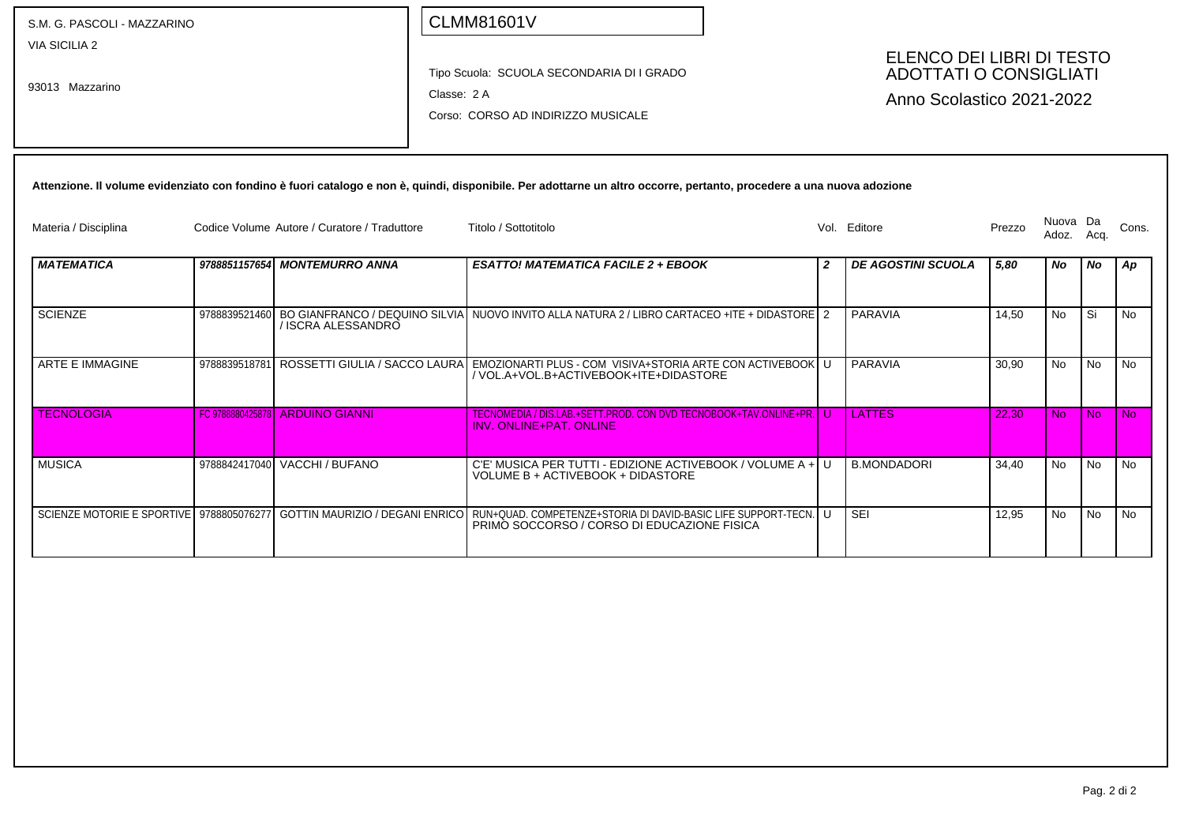S.M. G. PASCOLI - MAZZARINO
VIA SICILIA 2

93013 Mazzarino

CLMM81601V

Tipo Scuola: SCUOLA SECONDARIA DI I GRADO

Classe: 2 A

Corso: CORSO AD INDIRIZZO MUSICALE

## ELENCO DEI LIBRI DI TESTO ADOTTATI O CONSIGLIATI

Anno Scolastico 2021-2022

**Attenzione. Il volume evidenziato con fondino è fuori catalogo e non è, quindi, disponibile. Per adottarne un altro occorre, pertanto, procedere a una nuova adozione**

| Materia / Disciplina | Codice Volume | Autore / Curatore / Traduttore | Titolo / Sottotitolo | Vol. | Editore | Prezzo | Nuova Adoz. | Da Acq. | Cons. |
|---|---|---|---|---|---|---|---|---|---|
| ***MATEMATICA*** | ***9788851157654*** | ***MONTEMURRO ANNA*** | ***ESATTO! MATEMATICA FACILE 2 + EBOOK*** | ***2*** | ***DE AGOSTINI SCUOLA*** | ***5,80*** | ***No*** | ***No*** | ***Ap*** |
| SCIENZE | 9788839521460 | BO GIANFRANCO / DEQUINO SILVIA / ISCRA ALESSANDRO | NUOVO INVITO ALLA NATURA 2 / LIBRO CARTACEO +ITE + DIDASTORE | 2 | PARAVIA | 14,50 | No | Si | No |
| ARTE E IMMAGINE | 9788839518781 | ROSSETTI GIULIA / SACCO LAURA | EMOZIONARTI PLUS - COM VISIVA+STORIA ARTE CON ACTIVEBOOK / VOL.A+VOL.B+ACTIVEBOOK+ITE+DIDASTORE | U | PARAVIA | 30,90 | No | No | No |
| TECNOLOGIA | FC 9788880425878 | ARDUINO GIANNI | TECNOMEDIA / DIS.LAB.+SETT.PROD. CON DVD TECNOBOOK+TAV.ONLINE+PR. INV. ONLINE+PAT. ONLINE | U | LATTES | 22,30 | No | No | No |
| MUSICA | 9788842417040 | VACCHI / BUFANO | C'E' MUSICA PER TUTTI - EDIZIONE ACTIVEBOOK / VOLUME A + VOLUME B + ACTIVEBOOK + DIDASTORE | U | B.MONDADORI | 34,40 | No | No | No |
| SCIENZE MOTORIE E SPORTIVE | 9788805076277 | GOTTIN MAURIZIO / DEGANI ENRICO | RUN+QUAD. COMPETENZE+STORIA DI DAVID-BASIC LIFE SUPPORT-TECN. PRIMO SOCCORSO / CORSO DI EDUCAZIONE FISICA | U | SEI | 12,95 | No | No | No |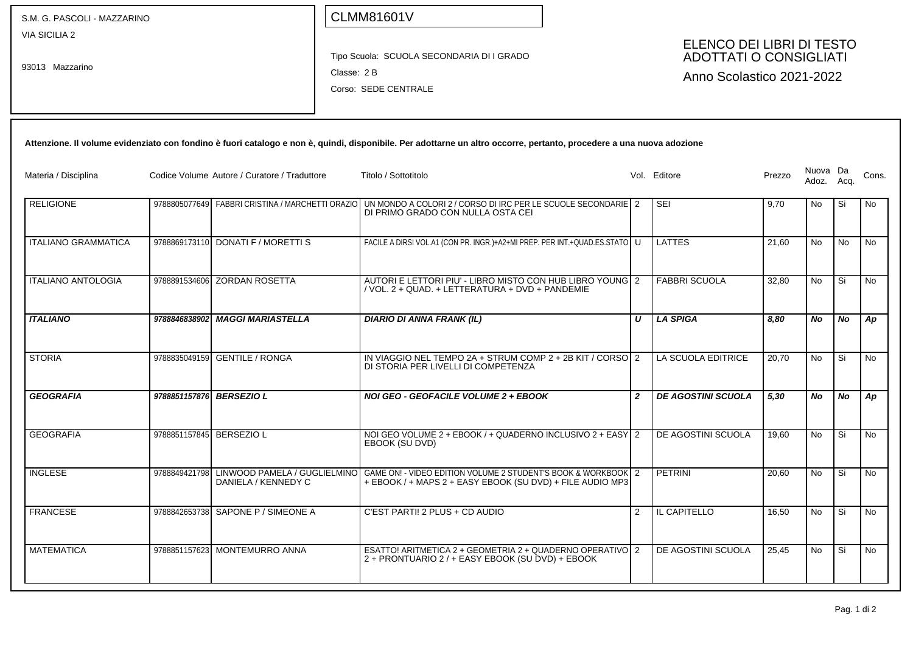S.M. G. PASCOLI - MAZZARINO
VIA SICILIA 2

93013 Mazzarino

CLMM81601V

Tipo Scuola: SCUOLA SECONDARIA DI I GRADO
Classe: 2 B
Corso: SEDE CENTRALE

## ELENCO DEI LIBRI DI TESTO ADOTTATI O CONSIGLIATI

Anno Scolastico 2021-2022

**Attenzione. Il volume evidenziato con fondino è fuori catalogo e non è, quindi, disponibile. Per adottarne un altro occorre, pertanto, procedere a una nuova adozione**

| Materia / Disciplina | Codice Volume | Autore / Curatore / Traduttore | Titolo / Sottotitolo | Vol. | Editore | Prezzo | Nuova Adoz. | Da Acq. | Cons. |
|---|---|---|---|---|---|---|---|---|---|
| RELIGIONE | 9788805077649 | FABBRI CRISTINA / MARCHETTI ORAZIO | UN MONDO A COLORI 2 / CORSO DI IRC PER LE SCUOLE SECONDARIE DI PRIMO GRADO CON NULLA OSTA CEI | 2 | SEI | 9,70 | No | Si | No |
| ITALIANO GRAMMATICA | 9788869173110 | DONATI F / MORETTI S | FACILE A DIRSI VOL.A1 (CON PR. INGR.)+A2+MI PREP. PER INT.+QUAD.ES.STATO | U | LATTES | 21,60 | No | No | No |
| ITALIANO ANTOLOGIA | 9788891534606 | ZORDAN ROSETTA | AUTORI E LETTORI PIU' - LIBRO MISTO CON HUB LIBRO YOUNG / VOL. 2 + QUAD. + LETTERATURA + DVD + PANDEMIE | 2 | FABBRI SCUOLA | 32,80 | No | Si | No |
| ***ITALIANO*** | ***9788846838902*** | ***MAGGI MARIASTELLA*** | ***DIARIO DI ANNA FRANK (IL)*** | ***U*** | ***LA SPIGA*** | ***8,80*** | ***No*** | ***No*** | ***Ap*** |
| STORIA | 9788835049159 | GENTILE / RONGA | IN VIAGGIO NEL TEMPO 2A + STRUM COMP 2 + 2B KIT / CORSO DI STORIA PER LIVELLI DI COMPETENZA | 2 | LA SCUOLA EDITRICE | 20,70 | No | Si | No |
| ***GEOGRAFIA*** | ***9788851157876*** | ***BERSEZIO L*** | ***NOI GEO - GEOFACILE VOLUME 2 + EBOOK*** | ***2*** | ***DE AGOSTINI SCUOLA*** | ***5,30*** | ***No*** | ***No*** | ***Ap*** |
| GEOGRAFIA | 9788851157845 | BERSEZIO L | NOI GEO VOLUME 2 + EBOOK / + QUADERNO INCLUSIVO 2 + EASY EBOOK (SU DVD) | 2 | DE AGOSTINI SCUOLA | 19,60 | No | Si | No |
| INGLESE | 9788849421798 | LINWOOD PAMELA / GUGLIELMINO DANIELA / KENNEDY C | GAME ON! - VIDEO EDITION VOLUME 2 STUDENT'S BOOK & WORKBOOK + EBOOK / + MAPS 2 + EASY EBOOK (SU DVD) + FILE AUDIO MP3 | 2 | PETRINI | 20,60 | No | Si | No |
| FRANCESE | 9788842653738 | SAPONE P / SIMEONE A | C'EST PARTI! 2 PLUS + CD AUDIO | 2 | IL CAPITELLO | 16,50 | No | Si | No |
| MATEMATICA | 9788851157623 | MONTEMURRO ANNA | ESATTO! ARITMETICA 2 + GEOMETRIA 2 + QUADERNO OPERATIVO 2 + PRONTUARIO 2 / + EASY EBOOK (SU DVD) + EBOOK | 2 | DE AGOSTINI SCUOLA | 25,45 | No | Si | No |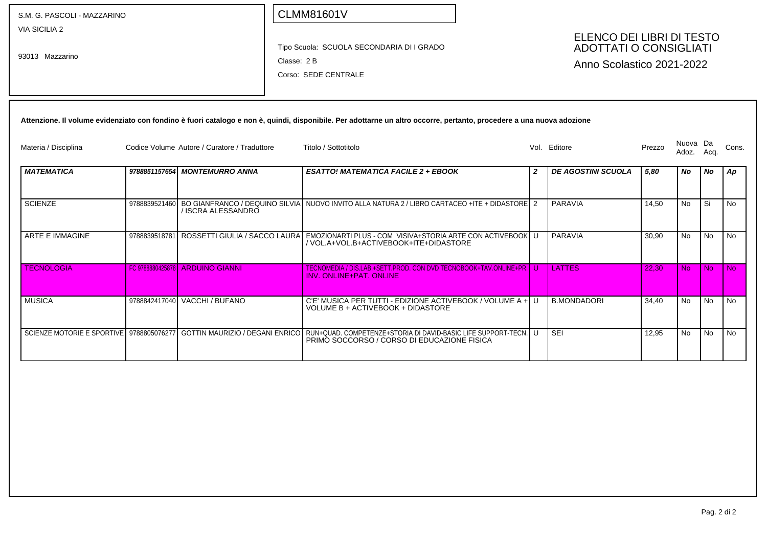S.M. G. PASCOLI - MAZZARINO
VIA SICILIA 2

93013 Mazzarino

CLMM81601V

Tipo Scuola: SCUOLA SECONDARIA DI I GRADO

Classe: 2 B

Corso: SEDE CENTRALE

## ELENCO DEI LIBRI DI TESTO ADOTTATI O CONSIGLIATI

Anno Scolastico 2021-2022

**Attenzione. Il volume evidenziato con fondino è fuori catalogo e non è, quindi, disponibile. Per adottarne un altro occorre, pertanto, procedere a una nuova adozione**

| Materia / Disciplina | Codice Volume | Autore / Curatore / Traduttore | Titolo / Sottotitolo | Vol. | Editore | Prezzo | Nuova Adoz. | Da Acq. | Cons. |
|---|---|---|---|---|---|---|---|---|---|
| ***MATEMATICA*** | ***9788851157654*** | ***MONTEMURRO ANNA*** | ***ESATTO! MATEMATICA FACILE 2 + EBOOK*** | ***2*** | ***DE AGOSTINI SCUOLA*** | ***5,80*** | ***No*** | ***No*** | ***Ap*** |
| SCIENZE | 9788839521460 | BO GIANFRANCO / DEQUINO SILVIA / ISCRA ALESSANDRO | NUOVO INVITO ALLA NATURA 2 / LIBRO CARTACEO +ITE + DIDASTORE | 2 | PARAVIA | 14,50 | No | Si | No |
| ARTE E IMMAGINE | 9788839518781 | ROSSETTI GIULIA / SACCO LAURA | EMOZIONARTI PLUS - COM VISIVA+STORIA ARTE CON ACTIVEBOOK / VOL.A+VOL.B+ACTIVEBOOK+ITE+DIDASTORE | U | PARAVIA | 30,90 | No | No | No |
| TECNOLOGIA | FC 9788880425878 | ARDUINO GIANNI | TECNOMEDIA / DIS.LAB.+SETT.PROD. CON DVD TECNOBOOK+TAV.ONLINE+PR. INV. ONLINE+PAT. ONLINE | U | LATTES | 22,30 | No | No | No |
| MUSICA | 9788842417040 | VACCHI / BUFANO | C'E' MUSICA PER TUTTI - EDIZIONE ACTIVEBOOK / VOLUME A + VOLUME B + ACTIVEBOOK + DIDASTORE | U | B.MONDADORI | 34,40 | No | No | No |
| SCIENZE MOTORIE E SPORTIVE | 9788805076277 | GOTTIN MAURIZIO / DEGANI ENRICO | RUN+QUAD. COMPETENZE+STORIA DI DAVID-BASIC LIFE SUPPORT-TECN. PRIMO SOCCORSO / CORSO DI EDUCAZIONE FISICA | U | SEI | 12,95 | No | No | No |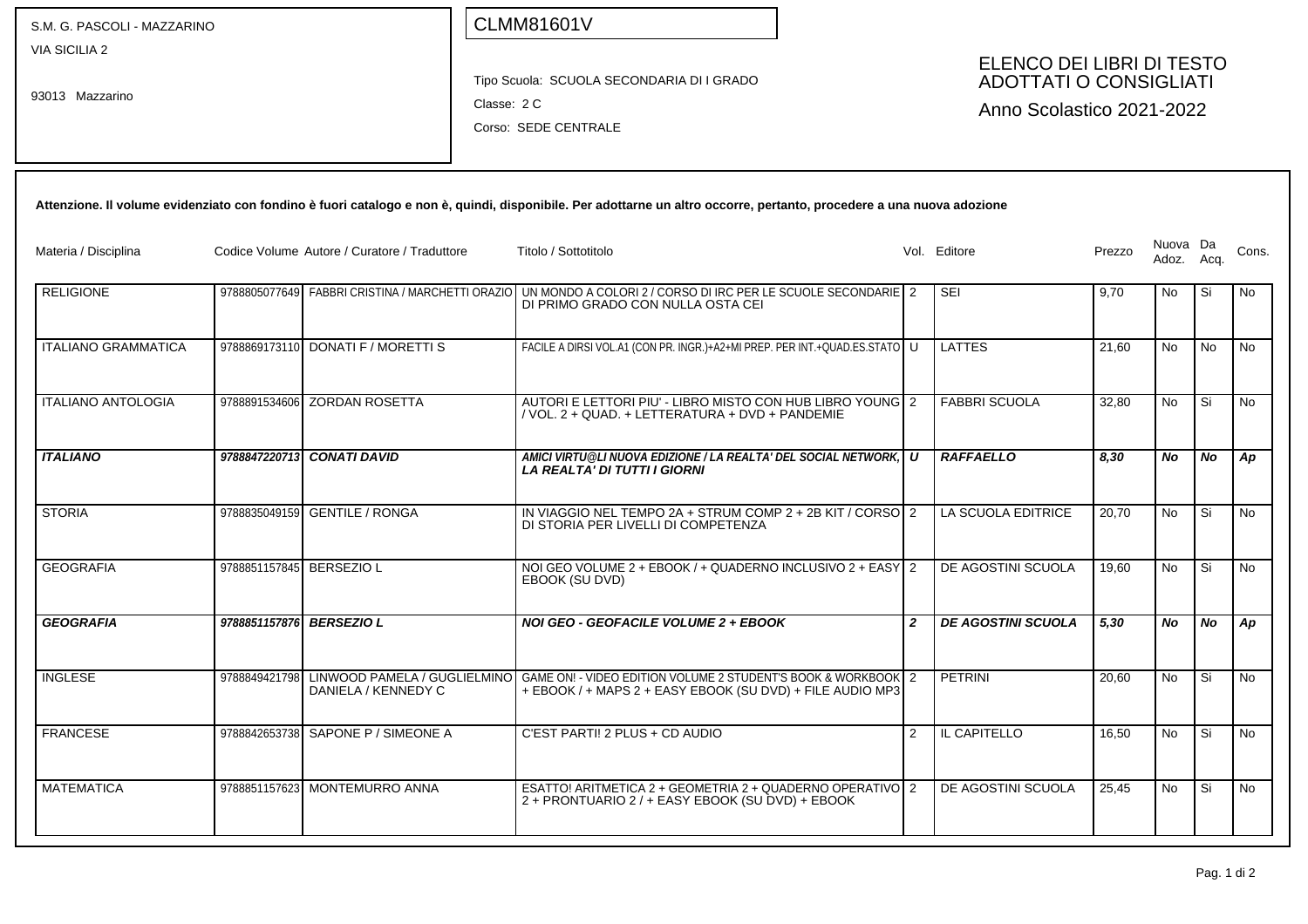S.M. G. PASCOLI - MAZZARINO
VIA SICILIA 2

93013 Mazzarino

CLMM81601V

Tipo Scuola: SCUOLA SECONDARIA DI I GRADO
Classe: 2 C
Corso: SEDE CENTRALE

# ELENCO DEI LIBRI DI TESTO ADOTTATI O CONSIGLIATI

Anno Scolastico 2021-2022

**Attenzione. Il volume evidenziato con fondino è fuori catalogo e non è, quindi, disponibile. Per adottarne un altro occorre, pertanto, procedere a una nuova adozione**

| Materia / Disciplina | Codice Volume | Autore / Curatore / Traduttore | Titolo / Sottotitolo | Vol. | Editore | Prezzo | Nuova Adoz. | Da Acq. | Cons. |
|---|---|---|---|---|---|---|---|---|---|
| RELIGIONE | 9788805077649 | FABBRI CRISTINA / MARCHETTI ORAZIO | UN MONDO A COLORI 2 / CORSO DI IRC PER LE SCUOLE SECONDARIE DI PRIMO GRADO CON NULLA OSTA CEI | 2 | SEI | 9,70 | No | Si | No |
| ITALIANO GRAMMATICA | 9788869173110 | DONATI F / MORETTI S | FACILE A DIRSI VOL.A1 (CON PR. INGR.)+A2+MI PREP. PER INT.+QUAD.ES.STATO | U | LATTES | 21,60 | No | No | No |
| ITALIANO ANTOLOGIA | 9788891534606 | ZORDAN ROSETTA | AUTORI E LETTORI PIU' - LIBRO MISTO CON HUB LIBRO YOUNG / VOL. 2 + QUAD. + LETTERATURA + DVD + PANDEMIE | 2 | FABBRI SCUOLA | 32,80 | No | Si | No |
| ***ITALIANO*** | ***9788847220713*** | ***CONATI DAVID*** | ***AMICI VIRTU@LI NUOVA EDIZIONE / LA REALTA' DEL SOCIAL NETWORK, LA REALTA' DI TUTTI I GIORNI*** | ***U*** | ***RAFFAELLO*** | ***8,30*** | ***No*** | ***No*** | ***Ap*** |
| STORIA | 9788835049159 | GENTILE / RONGA | IN VIAGGIO NEL TEMPO 2A + STRUM COMP 2 + 2B KIT / CORSO DI STORIA PER LIVELLI DI COMPETENZA | 2 | LA SCUOLA EDITRICE | 20,70 | No | Si | No |
| GEOGRAFIA | 9788851157845 | BERSEZIO L | NOI GEO VOLUME 2 + EBOOK / + QUADERNO INCLUSIVO 2 + EASY EBOOK (SU DVD) | 2 | DE AGOSTINI SCUOLA | 19,60 | No | Si | No |
| ***GEOGRAFIA*** | ***9788851157876*** | ***BERSEZIO L*** | ***NOI GEO - GEOFACILE VOLUME 2 + EBOOK*** | ***2*** | ***DE AGOSTINI SCUOLA*** | ***5,30*** | ***No*** | ***No*** | ***Ap*** |
| INGLESE | 9788849421798 | LINWOOD PAMELA / GUGLIELMINO DANIELA / KENNEDY C | GAME ON! - VIDEO EDITION VOLUME 2 STUDENT'S BOOK & WORKBOOK + EBOOK / + MAPS 2 + EASY EBOOK (SU DVD) + FILE AUDIO MP3 | 2 | PETRINI | 20,60 | No | Si | No |
| FRANCESE | 9788842653738 | SAPONE P / SIMEONE A | C'EST PARTI! 2 PLUS + CD AUDIO | 2 | IL CAPITELLO | 16,50 | No | Si | No |
| MATEMATICA | 9788851157623 | MONTEMURRO ANNA | ESATTO! ARITMETICA 2 + GEOMETRIA 2 + QUADERNO OPERATIVO 2 + PRONTUARIO 2 / + EASY EBOOK (SU DVD) + EBOOK | 2 | DE AGOSTINI SCUOLA | 25,45 | No | Si | No |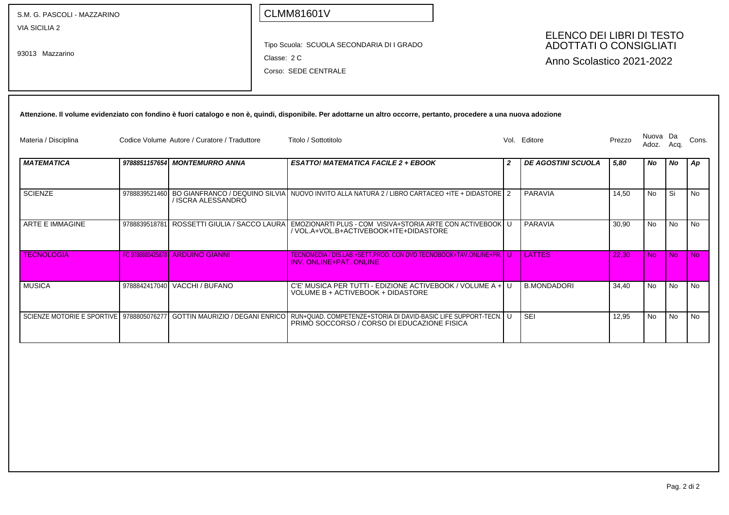S.M. G. PASCOLI - MAZZARINO
VIA SICILIA 2

93013 Mazzarino

CLMM81601V

Tipo Scuola: SCUOLA SECONDARIA DI I GRADO
Classe: 2 C
Corso: SEDE CENTRALE

# ELENCO DEI LIBRI DI TESTO ADOTTATI O CONSIGLIATI
Anno Scolastico 2021-2022

**Attenzione. Il volume evidenziato con fondino è fuori catalogo e non è, quindi, disponibile. Per adottarne un altro occorre, pertanto, procedere a una nuova adozione**

| Materia / Disciplina | Codice Volume | Autore / Curatore / Traduttore | Titolo / Sottotitolo | Vol. | Editore | Prezzo | Nuova Adoz. | Da Acq. | Cons. |
|---|---|---|---|---|---|---|---|---|---|
| ***MATEMATICA*** | ***9788851157654*** | ***MONTEMURRO ANNA*** | ***ESATTO! MATEMATICA FACILE 2 + EBOOK*** | ***2*** | ***DE AGOSTINI SCUOLA*** | ***5,80*** | ***No*** | ***No*** | ***Ap*** |
| SCIENZE | 9788839521460 | BO GIANFRANCO / DEQUINO SILVIA / ISCRA ALESSANDRO | NUOVO INVITO ALLA NATURA 2 / LIBRO CARTACEO +ITE + DIDASTORE | 2 | PARAVIA | 14,50 | No | Si | No |
| ARTE E IMMAGINE | 9788839518781 | ROSSETTI GIULIA / SACCO LAURA | EMOZIONARTI PLUS - COM VISIVA+STORIA ARTE CON ACTIVEBOOK / VOL.A+VOL.B+ACTIVEBOOK+ITE+DIDASTORE | U | PARAVIA | 30,90 | No | No | No |
| TECNOLOGIA | FC 9788880425878 | ARDUINO GIANNI | TECNOMEDIA / DIS.LAB.+SETT.PROD. CON DVD TECNOBOOK+TAV.ONLINE+PR. INV. ONLINE+PAT. ONLINE | U | LATTES | 22,30 | No | No | No |
| MUSICA | 9788842417040 | VACCHI / BUFANO | C'E' MUSICA PER TUTTI - EDIZIONE ACTIVEBOOK / VOLUME A + VOLUME B + ACTIVEBOOK + DIDASTORE | U | B.MONDADORI | 34,40 | No | No | No |
| SCIENZE MOTORIE E SPORTIVE | 9788805076277 | GOTTIN MAURIZIO / DEGANI ENRICO | RUN+QUAD. COMPETENZE+STORIA DI DAVID-BASIC LIFE SUPPORT-TECN. PRIMO SOCCORSO / CORSO DI EDUCAZIONE FISICA | U | SEI | 12,95 | No | No | No |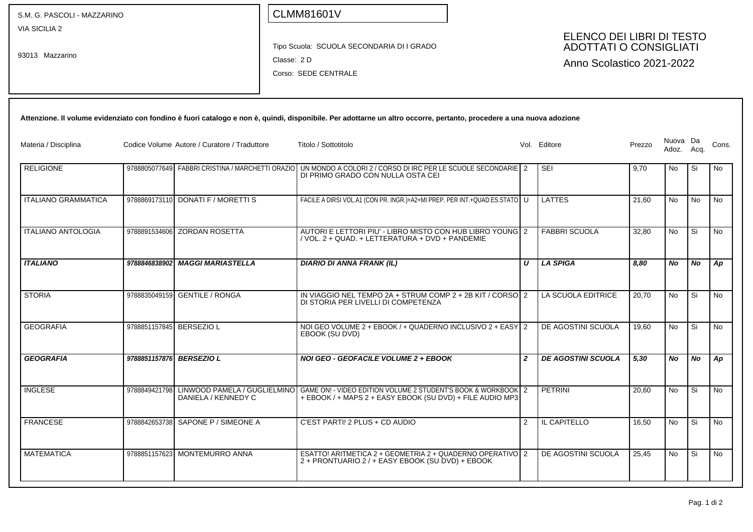S.M. G. PASCOLI - MAZZARINO
VIA SICILIA 2

93013 Mazzarino

CLMM81601V

Tipo Scuola: SCUOLA SECONDARIA DI I GRADO
Classe: 2 D
Corso: SEDE CENTRALE

# ELENCO DEI LIBRI DI TESTO ADOTTATI O CONSIGLIATI

## Anno Scolastico 2021-2022

**Attenzione. Il volume evidenziato con fondino è fuori catalogo e non è, quindi, disponibile. Per adottarne un altro occorre, pertanto, procedere a una nuova adozione**

| Materia / Disciplina | Codice Volume | Autore / Curatore / Traduttore | Titolo / Sottotitolo | Vol. | Editore | Prezzo | Nuova Adoz. | Da Acq. | Cons. |
|---|---|---|---|---|---|---|---|---|---|
| RELIGIONE | 9788805077649 | FABBRI CRISTINA / MARCHETTI ORAZIO | UN MONDO A COLORI 2 / CORSO DI IRC PER LE SCUOLE SECONDARIE DI PRIMO GRADO CON NULLA OSTA CEI | 2 | SEI | 9,70 | No | Si | No |
| ITALIANO GRAMMATICA | 9788869173110 | DONATI F / MORETTI S | FACILE A DIRSI VOL.A1 (CON PR. INGR.)+A2+MI PREP. PER INT.+QUAD.ES.STATO | U | LATTES | 21,60 | No | No | No |
| ITALIANO ANTOLOGIA | 9788891534606 | ZORDAN ROSETTA | AUTORI E LETTORI PIU' - LIBRO MISTO CON HUB LIBRO YOUNG / VOL. 2 + QUAD. + LETTERATURA + DVD + PANDEMIE | 2 | FABBRI SCUOLA | 32,80 | No | Si | No |
| ***ITALIANO*** | ***9788846838902*** | ***MAGGI MARIASTELLA*** | ***DIARIO DI ANNA FRANK (IL)*** | ***U*** | ***LA SPIGA*** | ***8,80*** | ***No*** | ***No*** | ***Ap*** |
| STORIA | 9788835049159 | GENTILE / RONGA | IN VIAGGIO NEL TEMPO 2A + STRUM COMP 2 + 2B KIT / CORSO DI STORIA PER LIVELLI DI COMPETENZA | 2 | LA SCUOLA EDITRICE | 20,70 | No | Si | No |
| GEOGRAFIA | 9788851157845 | BERSEZIO L | NOI GEO VOLUME 2 + EBOOK / + QUADERNO INCLUSIVO 2 + EASY EBOOK (SU DVD) | 2 | DE AGOSTINI SCUOLA | 19,60 | No | Si | No |
| ***GEOGRAFIA*** | ***9788851157876*** | ***BERSEZIO L*** | ***NOI GEO - GEOFACILE VOLUME 2 + EBOOK*** | ***2*** | ***DE AGOSTINI SCUOLA*** | ***5,30*** | ***No*** | ***No*** | ***Ap*** |
| INGLESE | 9788849421798 | LINWOOD PAMELA / GUGLIELMINO DANIELA / KENNEDY C | GAME ON! - VIDEO EDITION VOLUME 2 STUDENT'S BOOK & WORKBOOK + EBOOK / + MAPS 2 + EASY EBOOK (SU DVD) + FILE AUDIO MP3 | 2 | PETRINI | 20,60 | No | Si | No |
| FRANCESE | 9788842653738 | SAPONE P / SIMEONE A | C'EST PARTI! 2 PLUS + CD AUDIO | 2 | IL CAPITELLO | 16,50 | No | Si | No |
| MATEMATICA | 9788851157623 | MONTEMURRO ANNA | ESATTO! ARITMETICA 2 + GEOMETRIA 2 + QUADERNO OPERATIVO 2 + PRONTUARIO 2 / + EASY EBOOK (SU DVD) + EBOOK | 2 | DE AGOSTINI SCUOLA | 25,45 | No | Si | No |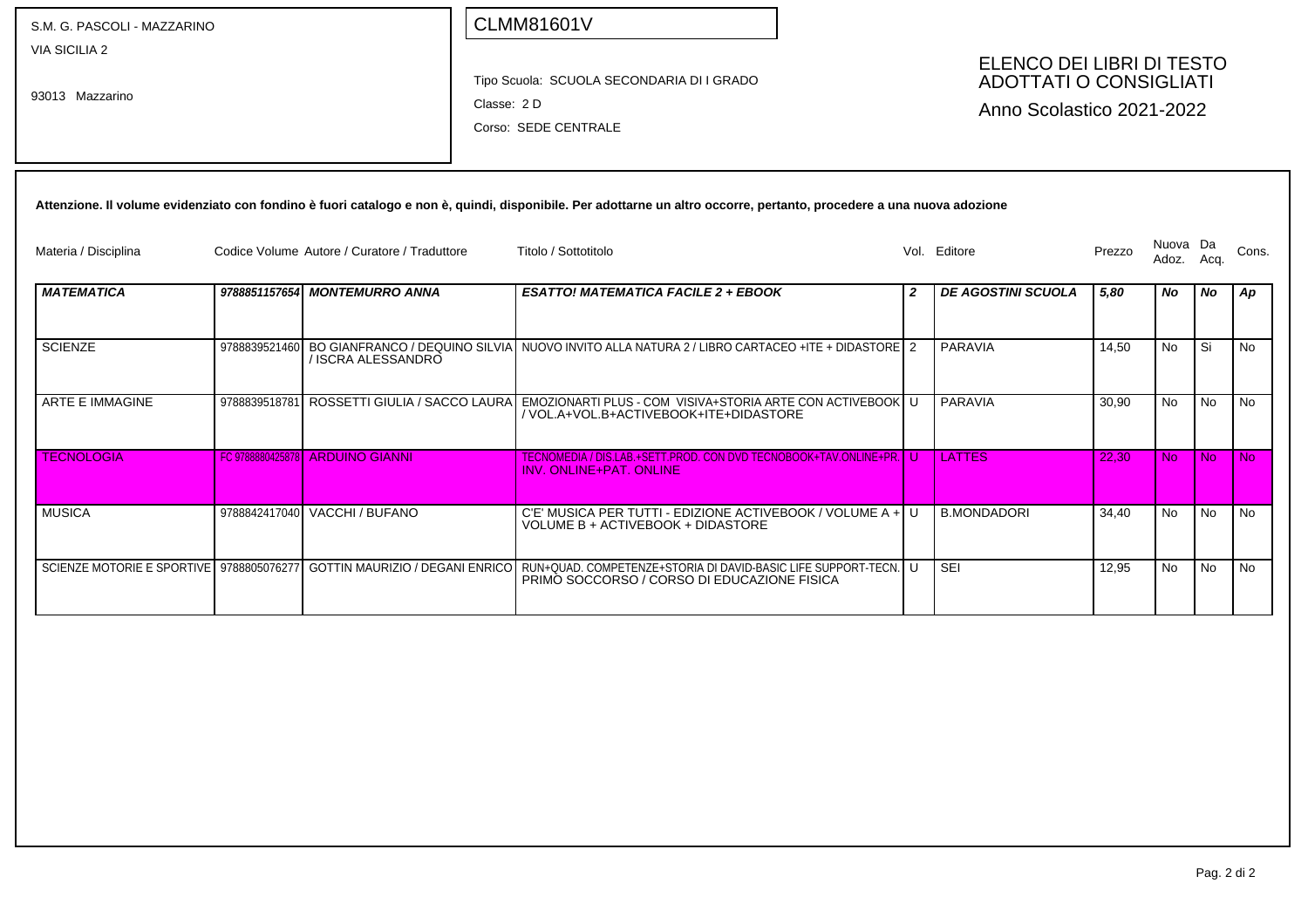S.M. G. PASCOLI - MAZZARINO
VIA SICILIA 2

93013 Mazzarino

CLMM81601V

Tipo Scuola: SCUOLA SECONDARIA DI I GRADO

Classe: 2 D

Corso: SEDE CENTRALE

# ELENCO DEI LIBRI DI TESTO ADOTTATI O CONSIGLIATI

Anno Scolastico 2021-2022

**Attenzione. Il volume evidenziato con fondino è fuori catalogo e non è, quindi, disponibile. Per adottarne un altro occorre, pertanto, procedere a una nuova adozione**

| Materia / Disciplina | Codice Volume | Autore / Curatore / Traduttore | Titolo / Sottotitolo | Vol. | Editore | Prezzo | Nuova Adoz. | Da Acq. | Cons. |
|---|---|---|---|---|---|---|---|---|---|
| ***MATEMATICA*** | ***9788851157654*** | ***MONTEMURRO ANNA*** | ***ESATTO! MATEMATICA FACILE 2 + EBOOK*** | ***2*** | ***DE AGOSTINI SCUOLA*** | ***5,80*** | ***No*** | ***No*** | ***Ap*** |
| SCIENZE | 9788839521460 | BO GIANFRANCO / DEQUINO SILVIA / ISCRA ALESSANDRO | NUOVO INVITO ALLA NATURA 2 / LIBRO CARTACEO +ITE + DIDASTORE | 2 | PARAVIA | 14,50 | No | Si | No |
| ARTE E IMMAGINE | 9788839518781 | ROSSETTI GIULIA / SACCO LAURA | EMOZIONARTI PLUS - COM VISIVA+STORIA ARTE CON ACTIVEBOOK / VOL.A+VOL.B+ACTIVEBOOK+ITE+DIDASTORE | U | PARAVIA | 30,90 | No | No | No |
| TECNOLOGIA | FC 9788880425878 | ARDUINO GIANNI | TECNOMEDIA / DIS.LAB.+SETT.PROD. CON DVD TECNOBOOK+TAV.ONLINE+PR. INV. ONLINE+PAT. ONLINE | U | LATTES | 22,30 | No | No | No |
| MUSICA | 9788842417040 | VACCHI / BUFANO | C'E' MUSICA PER TUTTI - EDIZIONE ACTIVEBOOK / VOLUME A + VOLUME B + ACTIVEBOOK + DIDASTORE | U | B.MONDADORI | 34,40 | No | No | No |
| SCIENZE MOTORIE E SPORTIVE | 9788805076277 | GOTTIN MAURIZIO / DEGANI ENRICO | RUN+QUAD. COMPETENZE+STORIA DI DAVID-BASIC LIFE SUPPORT-TECN. PRIMO SOCCORSO / CORSO DI EDUCAZIONE FISICA | U | SEI | 12,95 | No | No | No |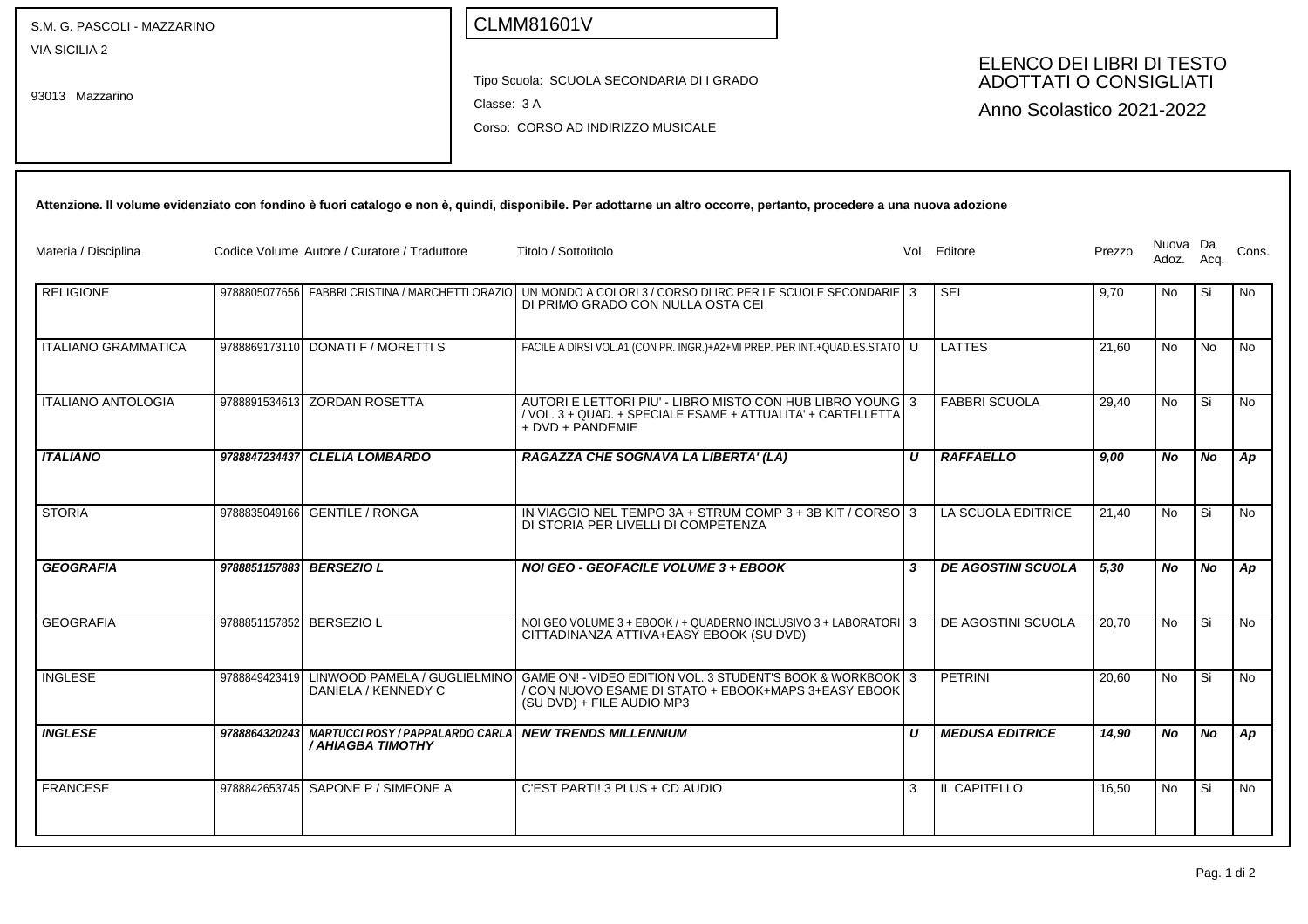S.M. G. PASCOLI - MAZZARINO
VIA SICILIA 2

93013 Mazzarino

CLMM81601V

Tipo Scuola: SCUOLA SECONDARIA DI I GRADO
Classe: 3 A
Corso: CORSO AD INDIRIZZO MUSICALE

# ELENCO DEI LIBRI DI TESTO ADOTTATI O CONSIGLIATI

Anno Scolastico 2021-2022

**Attenzione. Il volume evidenziato con fondino è fuori catalogo e non è, quindi, disponibile. Per adottarne un altro occorre, pertanto, procedere a una nuova adozione**

| Materia / Disciplina | Codice Volume | Autore / Curatore / Traduttore | Titolo / Sottotitolo | Vol. | Editore | Prezzo | Nuova Adoz. | Da Acq. | Cons. |
|---|---|---|---|---|---|---|---|---|---|
| RELIGIONE | 9788805077656 | FABBRI CRISTINA / MARCHETTI ORAZIO | UN MONDO A COLORI 3 / CORSO DI IRC PER LE SCUOLE SECONDARIE DI PRIMO GRADO CON NULLA OSTA CEI | 3 | SEI | 9,70 | No | Si | No |
| ITALIANO GRAMMATICA | 9788869173110 | DONATI F / MORETTI S | FACILE A DIRSI VOL.A1 (CON PR. INGR.)+A2+MI PREP. PER INT.+QUAD.ES.STATO | U | LATTES | 21,60 | No | No | No |
| ITALIANO ANTOLOGIA | 9788891534613 | ZORDAN ROSETTA | AUTORI E LETTORI PIU' - LIBRO MISTO CON HUB LIBRO YOUNG / VOL. 3 + QUAD. + SPECIALE ESAME + ATTUALITA' + CARTELLETTA + DVD + PANDEMIE | 3 | FABBRI SCUOLA | 29,40 | No | Si | No |
| ***ITALIANO*** | ***9788847234437*** | ***CLELIA LOMBARDO*** | ***RAGAZZA CHE SOGNAVA LA LIBERTA' (LA)*** | ***U*** | ***RAFFAELLO*** | ***9,00*** | ***No*** | ***No*** | ***Ap*** |
| STORIA | 9788835049166 | GENTILE / RONGA | IN VIAGGIO NEL TEMPO 3A + STRUM COMP 3 + 3B KIT / CORSO DI STORIA PER LIVELLI DI COMPETENZA | 3 | LA SCUOLA EDITRICE | 21,40 | No | Si | No |
| ***GEOGRAFIA*** | ***9788851157883*** | ***BERSEZIO L*** | ***NOI GEO - GEOFACILE VOLUME 3 + EBOOK*** | ***3*** | ***DE AGOSTINI SCUOLA*** | ***5,30*** | ***No*** | ***No*** | ***Ap*** |
| GEOGRAFIA | 9788851157852 | BERSEZIO L | NOI GEO VOLUME 3 + EBOOK / + QUADERNO INCLUSIVO 3 + LABORATORI CITTADINANZA ATTIVA+EASY EBOOK (SU DVD) | 3 | DE AGOSTINI SCUOLA | 20,70 | No | Si | No |
| INGLESE | 9788849423419 | LINWOOD PAMELA / GUGLIELMINO DANIELA / KENNEDY C | GAME ON! - VIDEO EDITION VOL. 3 STUDENT'S BOOK & WORKBOOK / CON NUOVO ESAME DI STATO + EBOOK+MAPS 3+EASY EBOOK (SU DVD) + FILE AUDIO MP3 | 3 | PETRINI | 20,60 | No | Si | No |
| ***INGLESE*** | ***9788864320243*** | ***MARTUCCI ROSY / PAPPALARDO CARLA / AHIAGBA TIMOTHY*** | ***NEW TRENDS MILLENNIUM*** | ***U*** | ***MEDUSA EDITRICE*** | ***14,90*** | ***No*** | ***No*** | ***Ap*** |
| FRANCESE | 9788842653745 | SAPONE P / SIMEONE A | C'EST PARTI! 3 PLUS + CD AUDIO | 3 | IL CAPITELLO | 16,50 | No | Si | No |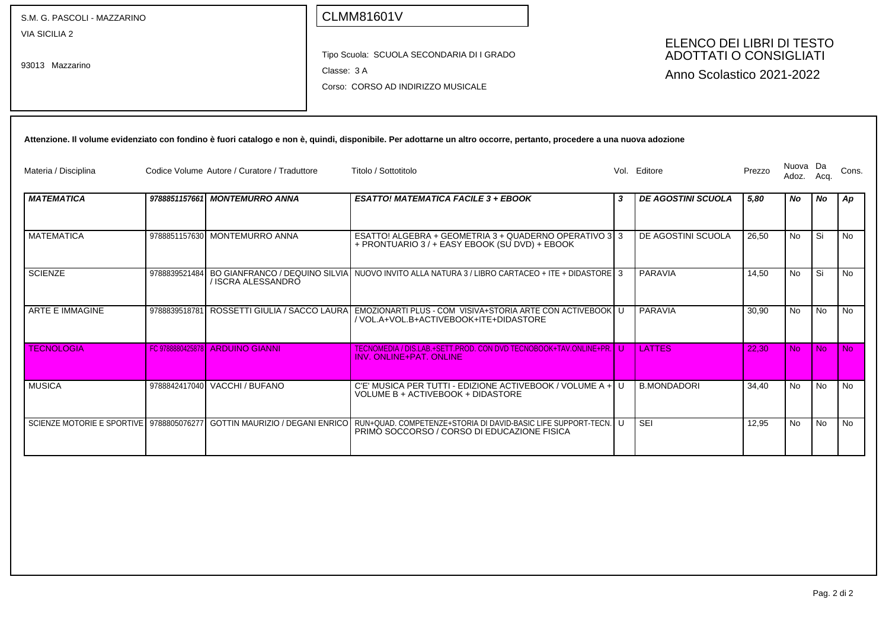S.M. G. PASCOLI - MAZZARINO
VIA SICILIA 2

93013 Mazzarino

CLMM81601V

Tipo Scuola: SCUOLA SECONDARIA DI I GRADO
Classe: 3 A
Corso: CORSO AD INDIRIZZO MUSICALE

# ELENCO DEI LIBRI DI TESTO ADOTTATI O CONSIGLIATI
## Anno Scolastico 2021-2022

**Attenzione. Il volume evidenziato con fondino è fuori catalogo e non è, quindi, disponibile. Per adottarne un altro occorre, pertanto, procedere a una nuova adozione**

| Materia / Disciplina | Codice Volume | Autore / Curatore / Traduttore | Titolo / Sottotitolo | Vol. | Editore | Prezzo | Nuova Adoz. | Da Acq. | Cons. |
|---|---|---|---|---|---|---|---|---|---|
| ***MATEMATICA*** | ***9788851157661*** | ***MONTEMURRO ANNA*** | ***ESATTO! MATEMATICA FACILE 3 + EBOOK*** | ***3*** | ***DE AGOSTINI SCUOLA*** | ***5,80*** | ***No*** | ***No*** | ***Ap*** |
| MATEMATICA | 9788851157630 | MONTEMURRO ANNA | ESATTO! ALGEBRA + GEOMETRIA 3 + QUADERNO OPERATIVO 3 + PRONTUARIO 3 / + EASY EBOOK (SU DVD) + EBOOK | 3 | DE AGOSTINI SCUOLA | 26,50 | No | Si | No |
| SCIENZE | 9788839521484 | BO GIANFRANCO / DEQUINO SILVIA / ISCRA ALESSANDRO | NUOVO INVITO ALLA NATURA 3 / LIBRO CARTACEO + ITE + DIDASTORE | 3 | PARAVIA | 14,50 | No | Si | No |
| ARTE E IMMAGINE | 9788839518781 | ROSSETTI GIULIA / SACCO LAURA | EMOZIONARTI PLUS - COM VISIVA+STORIA ARTE CON ACTIVEBOOK / VOL.A+VOL.B+ACTIVEBOOK+ITE+DIDASTORE | U | PARAVIA | 30,90 | No | No | No |
| TECNOLOGIA | FC 9788880425878 | ARDUINO GIANNI | TECNOMEDIA / DIS LAB.+SETT.PROD. CON DVD TECNOBOOK+TAV.ONLINE+PR. INV. ONLINE+PAT. ONLINE | U | LATTES | 22,30 | No | No | No |
| MUSICA | 9788842417040 | VACCHI / BUFANO | C'E' MUSICA PER TUTTI - EDIZIONE ACTIVEBOOK / VOLUME A + VOLUME B + ACTIVEBOOK + DIDASTORE | U | B.MONDADORI | 34,40 | No | No | No |
| SCIENZE MOTORIE E SPORTIVE | 9788805076277 | GOTTIN MAURIZIO / DEGANI ENRICO | RUN+QUAD. COMPETENZE+STORIA DI DAVID-BASIC LIFE SUPPORT-TECN. PRIMO SOCCORSO / CORSO DI EDUCAZIONE FISICA | U | SEI | 12,95 | No | No | No |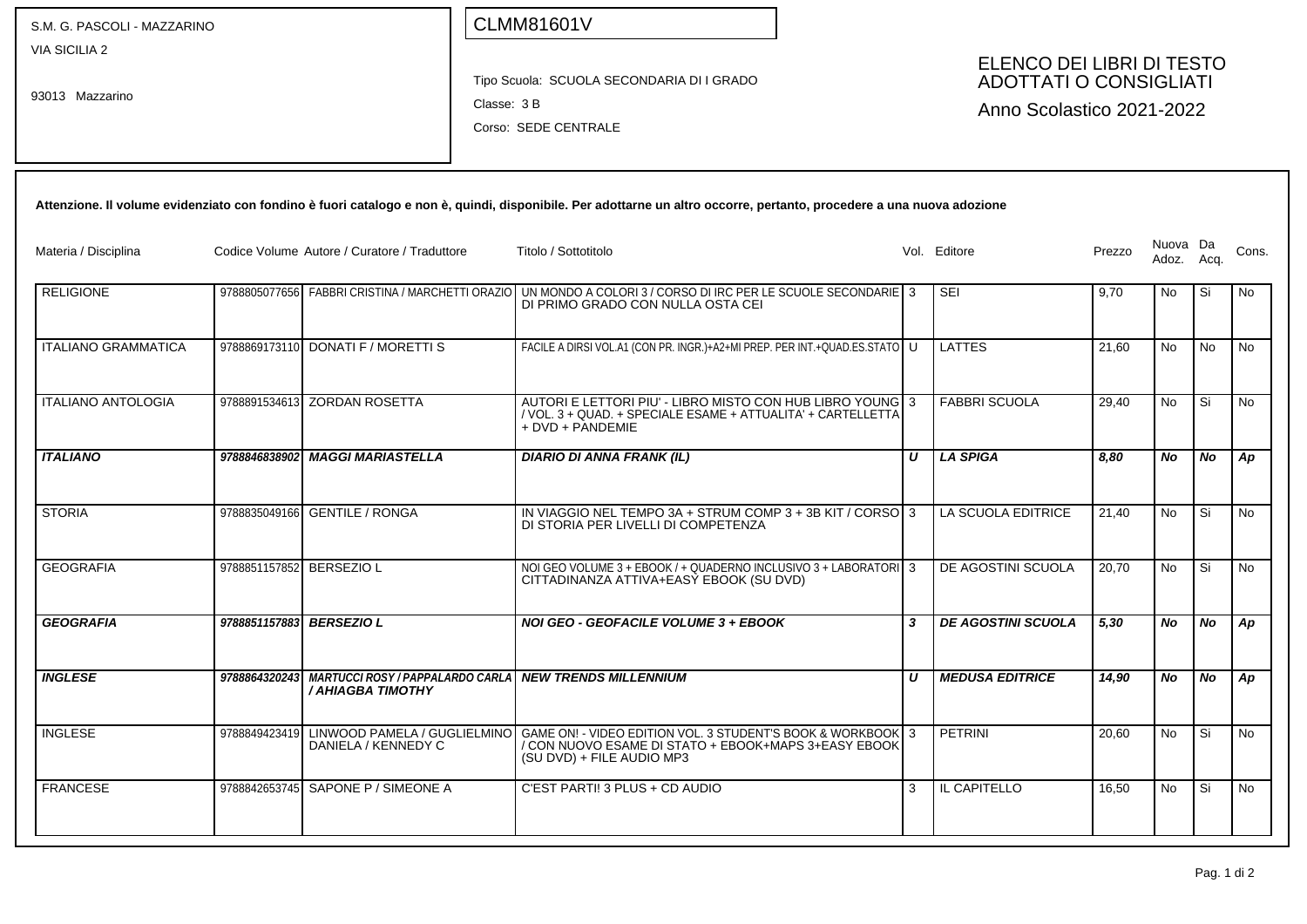S.M. G. PASCOLI - MAZZARINO
VIA SICILIA 2

93013 Mazzarino

CLMM81601V

Tipo Scuola: SCUOLA SECONDARIA DI I GRADO
Classe: 3 B
Corso: SEDE CENTRALE

# ELENCO DEI LIBRI DI TESTO ADOTTATI O CONSIGLIATI

Anno Scolastico 2021-2022

**Attenzione. Il volume evidenziato con fondino è fuori catalogo e non è, quindi, disponibile. Per adottarne un altro occorre, pertanto, procedere a una nuova adozione**

| Materia / Disciplina | Codice Volume | Autore / Curatore / Traduttore | Titolo / Sottotitolo | Vol. | Editore | Prezzo | Nuova Adoz. | Da Acq. | Cons. |
|---|---|---|---|---|---|---|---|---|---|
| RELIGIONE | 9788805077656 | FABBRI CRISTINA / MARCHETTI ORAZIO | UN MONDO A COLORI 3 / CORSO DI IRC PER LE SCUOLE SECONDARIE DI PRIMO GRADO CON NULLA OSTA CEI | 3 | SEI | 9,70 | No | Si | No |
| ITALIANO GRAMMATICA | 9788869173110 | DONATI F / MORETTI S | FACILE A DIRSI VOL.A1 (CON PR. INGR.)+A2+MI PREP. PER INT.+QUAD.ES.STATO | U | LATTES | 21,60 | No | No | No |
| ITALIANO ANTOLOGIA | 9788891534613 | ZORDAN ROSETTA | AUTORI E LETTORI PIU' - LIBRO MISTO CON HUB LIBRO YOUNG / VOL. 3 + QUAD. + SPECIALE ESAME + ATTUALITA' + CARTELLETTA + DVD + PANDEMIE | 3 | FABBRI SCUOLA | 29,40 | No | Si | No |
| ***ITALIANO*** | ***9788846838902*** | ***MAGGI MARIASTELLA*** | ***DIARIO DI ANNA FRANK (IL)*** | ***U*** | ***LA SPIGA*** | ***8,80*** | ***No*** | ***No*** | ***Ap*** |
| STORIA | 9788835049166 | GENTILE / RONGA | IN VIAGGIO NEL TEMPO 3A + STRUM COMP 3 + 3B KIT / CORSO DI STORIA PER LIVELLI DI COMPETENZA | 3 | LA SCUOLA EDITRICE | 21,40 | No | Si | No |
| GEOGRAFIA | 9788851157852 | BERSEZIO L | NOI GEO VOLUME 3 + EBOOK / + QUADERNO INCLUSIVO 3 + LABORATORI CITTADINANZA ATTIVA+EASY EBOOK (SU DVD) | 3 | DE AGOSTINI SCUOLA | 20,70 | No | Si | No |
| ***GEOGRAFIA*** | ***9788851157883*** | ***BERSEZIO L*** | ***NOI GEO - GEOFACILE VOLUME 3 + EBOOK*** | ***3*** | ***DE AGOSTINI SCUOLA*** | ***5,30*** | ***No*** | ***No*** | ***Ap*** |
| ***INGLESE*** | ***9788864320243*** | ***MARTUCCI ROSY / PAPPALARDO CARLA / AHIAGBA TIMOTHY*** | ***NEW TRENDS MILLENNIUM*** | ***U*** | ***MEDUSA EDITRICE*** | ***14,90*** | ***No*** | ***No*** | ***Ap*** |
| INGLESE | 9788849423419 | LINWOOD PAMELA / GUGLIELMINO DANIELA / KENNEDY C | GAME ON! - VIDEO EDITION VOL. 3 STUDENT'S BOOK & WORKBOOK / CON NUOVO ESAME DI STATO + EBOOK+MAPS 3+EASY EBOOK (SU DVD) + FILE AUDIO MP3 | 3 | PETRINI | 20,60 | No | Si | No |
| FRANCESE | 9788842653745 | SAPONE P / SIMEONE A | C'EST PARTI! 3 PLUS + CD AUDIO | 3 | IL CAPITELLO | 16,50 | No | Si | No |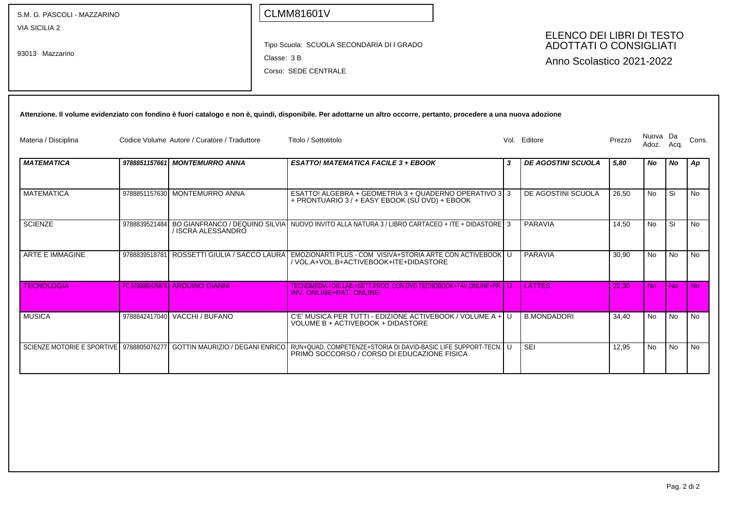S.M. G. PASCOLI - MAZZARINO
VIA SICILIA 2

93013 Mazzarino

CLMM81601V

Tipo Scuola: SCUOLA SECONDARIA DI I GRADO

Classe: 3 B

Corso: SEDE CENTRALE

# ELENCO DEI LIBRI DI TESTO ADOTTATI O CONSIGLIATI

Anno Scolastico 2021-2022

**Attenzione. Il volume evidenziato con fondino è fuori catalogo e non è, quindi, disponibile. Per adottarne un altro occorre, pertanto, procedere a una nuova adozione**

| Materia / Disciplina | Codice Volume | Autore / Curatore / Traduttore | Titolo / Sottotitolo | Vol. | Editore | Prezzo | Nuova Adoz. | Da Acq. | Cons. |
|---|---|---|---|---|---|---|---|---|---|
| ***MATEMATICA*** | ***9788851157661*** | ***MONTEMURRO ANNA*** | ***ESATTO! MATEMATICA FACILE 3 + EBOOK*** | ***3*** | ***DE AGOSTINI SCUOLA*** | ***5,80*** | ***No*** | ***No*** | ***Ap*** |
| MATEMATICA | 9788851157630 | MONTEMURRO ANNA | ESATTO! ALGEBRA + GEOMETRIA 3 + QUADERNO OPERATIVO 3 + PRONTUARIO 3 / + EASY EBOOK (SU DVD) + EBOOK | 3 | DE AGOSTINI SCUOLA | 26,50 | No | Si | No |
| SCIENZE | 9788839521484 | BO GIANFRANCO / DEQUINO SILVIA / ISCRA ALESSANDRO | NUOVO INVITO ALLA NATURA 3 / LIBRO CARTACEO + ITE + DIDASTORE | 3 | PARAVIA | 14,50 | No | Si | No |
| ARTE E IMMAGINE | 9788839518781 | ROSSETTI GIULIA / SACCO LAURA | EMOZIONARTI PLUS - COM VISIVA+STORIA ARTE CON ACTIVEBOOK / VOL.A+VOL.B+ACTIVEBOOK+ITE+DIDASTORE | U | PARAVIA | 30,90 | No | No | No |
| TECNOLOGIA | FC 9788880425878 | ARDUINO GIANNI | TECNOMEDIA / DIS LAB.+SETT.PROD. CON DVD TECNOBOOK+TAV.ONLINE+PR. INV. ONLINE+PAT. ONLINE | U | LATTES | 22,30 | No | No | No |
| MUSICA | 9788842417040 | VACCHI / BUFANO | C'E' MUSICA PER TUTTI - EDIZIONE ACTIVEBOOK / VOLUME A + VOLUME B + ACTIVEBOOK + DIDASTORE | U | B.MONDADORI | 34,40 | No | No | No |
| SCIENZE MOTORIE E SPORTIVE | 9788805076277 | GOTTIN MAURIZIO / DEGANI ENRICO | RUN+QUAD. COMPETENZE+STORIA DI DAVID-BASIC LIFE SUPPORT-TECN. PRIMO SOCCORSO / CORSO DI EDUCAZIONE FISICA | U | SEI | 12,95 | No | No | No |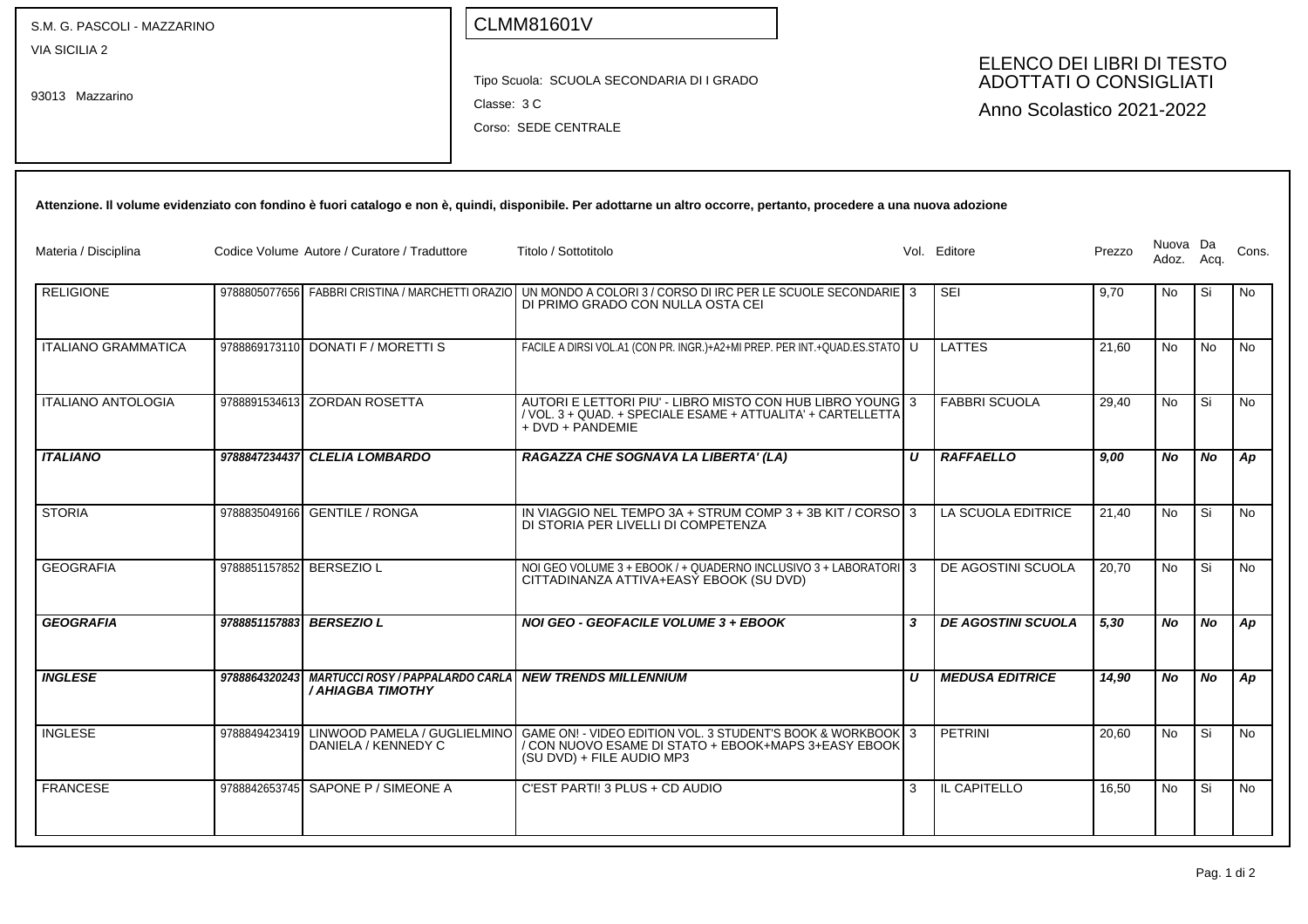S.M. G. PASCOLI - MAZZARINO
VIA SICILIA 2

93013 Mazzarino

CLMM81601V

Tipo Scuola: SCUOLA SECONDARIA DI I GRADO
Classe: 3 C
Corso: SEDE CENTRALE

## ELENCO DEI LIBRI DI TESTO ADOTTATI O CONSIGLIATI
Anno Scolastico 2021-2022

**Attenzione. Il volume evidenziato con fondino è fuori catalogo e non è, quindi, disponibile. Per adottarne un altro occorre, pertanto, procedere a una nuova adozione**

| Materia / Disciplina | Codice Volume | Autore / Curatore / Traduttore | Titolo / Sottotitolo | Vol. | Editore | Prezzo | Nuova Adoz. | Da Acq. | Cons. |
|---|---|---|---|---|---|---|---|---|---|
| RELIGIONE | 9788805077656 | FABBRI CRISTINA / MARCHETTI ORAZIO | UN MONDO A COLORI 3 / CORSO DI IRC PER LE SCUOLE SECONDARIE DI PRIMO GRADO CON NULLA OSTA CEI | 3 | SEI | 9,70 | No | Si | No |
| ITALIANO GRAMMATICA | 9788869173110 | DONATI F / MORETTI S | FACILE A DIRSI VOL.A1 (CON PR. INGR.)+A2+MI PREP. PER INT.+QUAD.ES.STATO | U | LATTES | 21,60 | No | No | No |
| ITALIANO ANTOLOGIA | 9788891534613 | ZORDAN ROSETTA | AUTORI E LETTORI PIU' - LIBRO MISTO CON HUB LIBRO YOUNG / VOL. 3 + QUAD. + SPECIALE ESAME + ATTUALITA' + CARTELLETTA + DVD + PANDEMIE | 3 | FABBRI SCUOLA | 29,40 | No | Si | No |
| ***ITALIANO*** | ***9788847234437*** | ***CLELIA LOMBARDO*** | ***RAGAZZA CHE SOGNAVA LA LIBERTA' (LA)*** | ***U*** | ***RAFFAELLO*** | ***9,00*** | ***No*** | ***No*** | ***Ap*** |
| STORIA | 9788835049166 | GENTILE / RONGA | IN VIAGGIO NEL TEMPO 3A + STRUM COMP 3 + 3B KIT / CORSO DI STORIA PER LIVELLI DI COMPETENZA | 3 | LA SCUOLA EDITRICE | 21,40 | No | Si | No |
| GEOGRAFIA | 9788851157852 | BERSEZIO L | NOI GEO VOLUME 3 + EBOOK / + QUADERNO INCLUSIVO 3 + LABORATORI CITTADINANZA ATTIVA+EASY EBOOK (SU DVD) | 3 | DE AGOSTINI SCUOLA | 20,70 | No | Si | No |
| ***GEOGRAFIA*** | ***9788851157883*** | ***BERSEZIO L*** | ***NOI GEO - GEOFACILE VOLUME 3 + EBOOK*** | ***3*** | ***DE AGOSTINI SCUOLA*** | ***5,30*** | ***No*** | ***No*** | ***Ap*** |
| ***INGLESE*** | ***9788864320243*** | ***MARTUCCI ROSY / PAPPALARDO CARLA / AHIAGBA TIMOTHY*** | ***NEW TRENDS MILLENNIUM*** | ***U*** | ***MEDUSA EDITRICE*** | ***14,90*** | ***No*** | ***No*** | ***Ap*** |
| INGLESE | 9788849423419 | LINWOOD PAMELA / GUGLIELMINO DANIELA / KENNEDY C | GAME ON! - VIDEO EDITION VOL. 3 STUDENT'S BOOK & WORKBOOK / CON NUOVO ESAME DI STATO + EBOOK+MAPS 3+EASY EBOOK (SU DVD) + FILE AUDIO MP3 | 3 | PETRINI | 20,60 | No | Si | No |
| FRANCESE | 9788842653745 | SAPONE P / SIMEONE A | C'EST PARTI! 3 PLUS + CD AUDIO | 3 | IL CAPITELLO | 16,50 | No | Si | No |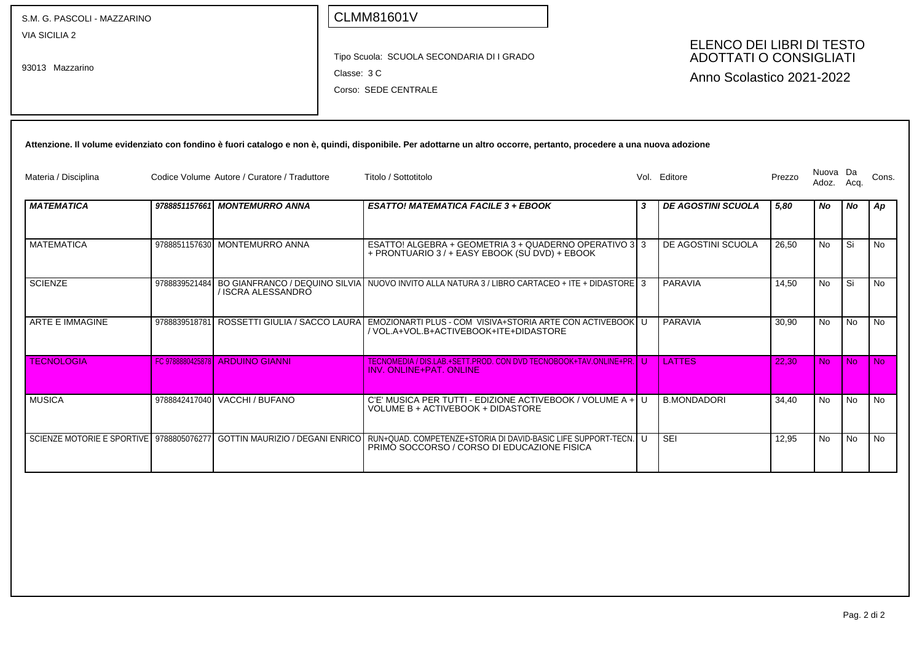S.M. G. PASCOLI - MAZZARINO
VIA SICILIA 2

93013 Mazzarino

CLMM81601V

Tipo Scuola: SCUOLA SECONDARIA DI I GRADO

Classe: 3 C

Corso: SEDE CENTRALE

## ELENCO DEI LIBRI DI TESTO ADOTTATI O CONSIGLIATI

Anno Scolastico 2021-2022

**Attenzione. Il volume evidenziato con fondino è fuori catalogo e non è, quindi, disponibile. Per adottarne un altro occorre, pertanto, procedere a una nuova adozione**

| Materia / Disciplina | Codice Volume | Autore / Curatore / Traduttore | Titolo / Sottotitolo | Vol. | Editore | Prezzo | Nuova Adoz. | Da Acq. | Cons. |
|---|---|---|---|---|---|---|---|---|---|
| ***MATEMATICA*** | ***9788851157661*** | ***MONTEMURRO ANNA*** | ***ESATTO! MATEMATICA FACILE 3 + EBOOK*** | ***3*** | ***DE AGOSTINI SCUOLA*** | ***5,80*** | ***No*** | ***No*** | ***Ap*** |
| MATEMATICA | 9788851157630 | MONTEMURRO ANNA | ESATTO! ALGEBRA + GEOMETRIA 3 + QUADERNO OPERATIVO 3 + PRONTUARIO 3 / + EASY EBOOK (SU DVD) + EBOOK | 3 | DE AGOSTINI SCUOLA | 26,50 | No | Si | No |
| SCIENZE | 9788839521484 | BO GIANFRANCO / DEQUINO SILVIA / ISCRA ALESSANDRO | NUOVO INVITO ALLA NATURA 3 / LIBRO CARTACEO + ITE + DIDASTORE | 3 | PARAVIA | 14,50 | No | Si | No |
| ARTE E IMMAGINE | 9788839518781 | ROSSETTI GIULIA / SACCO LAURA | EMOZIONARTI PLUS - COM VISIVA+STORIA ARTE CON ACTIVEBOOK / VOL.A+VOL.B+ACTIVEBOOK+ITE+DIDASTORE | U | PARAVIA | 30,90 | No | No | No |
| TECNOLOGIA | FC 9788880425878 | ARDUINO GIANNI | TECNOMEDIA / DIS LAB.+SETT.PROD. CON DVD TECNOBOOK+TAV.ONLINE+PR. INV. ONLINE+PAT. ONLINE | U | LATTES | 22,30 | No | No | No |
| MUSICA | 9788842417040 | VACCHI / BUFANO | C'E' MUSICA PER TUTTI - EDIZIONE ACTIVEBOOK / VOLUME A + VOLUME B + ACTIVEBOOK + DIDASTORE | U | B.MONDADORI | 34,40 | No | No | No |
| SCIENZE MOTORIE E SPORTIVE | 9788805076277 | GOTTIN MAURIZIO / DEGANI ENRICO | RUN+QUAD. COMPETENZE+STORIA DI DAVID-BASIC LIFE SUPPORT-TECN. PRIMO SOCCORSO / CORSO DI EDUCAZIONE FISICA | U | SEI | 12,95 | No | No | No |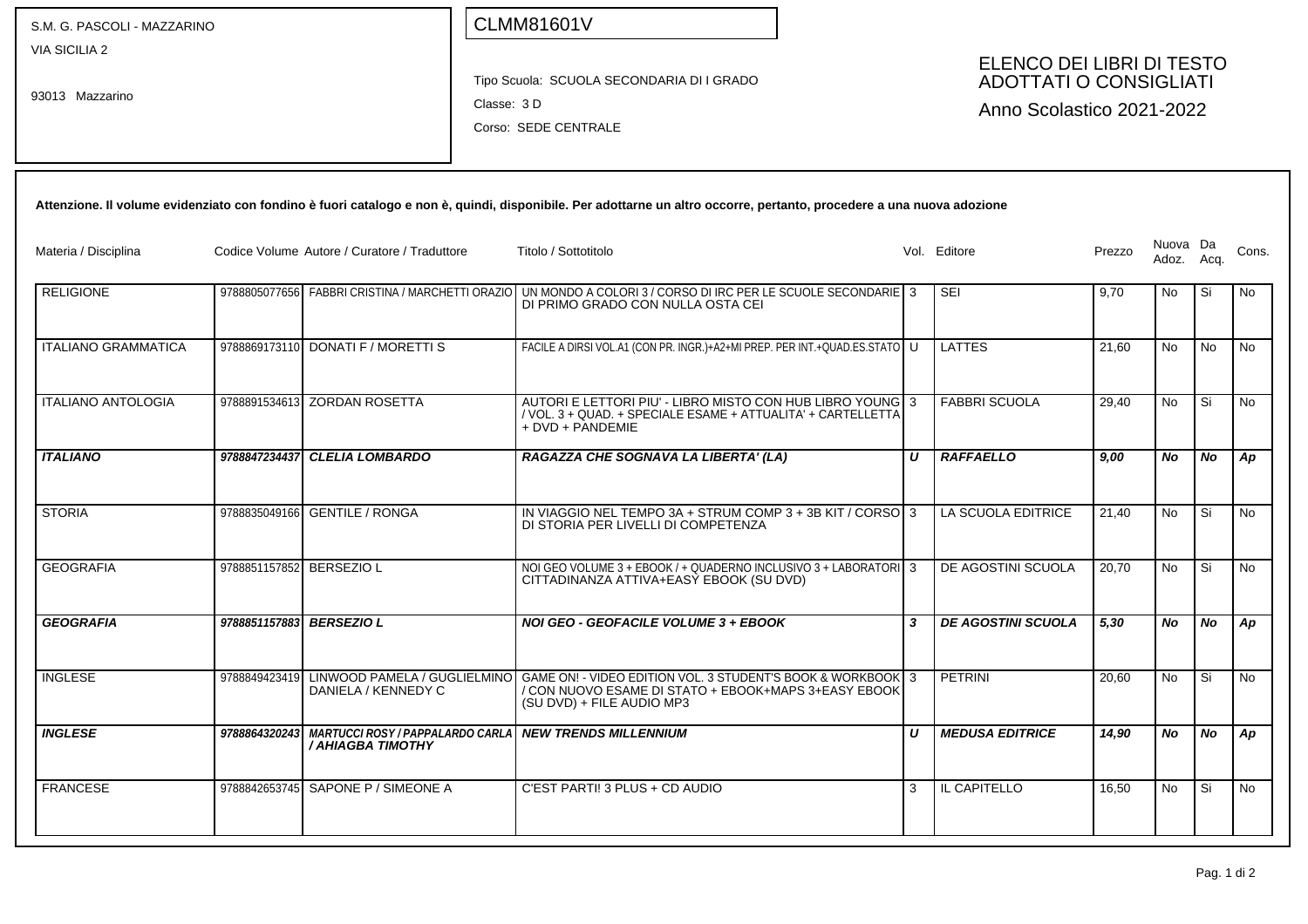S.M. G. PASCOLI - MAZZARINO
VIA SICILIA 2

93013 Mazzarino

CLMM81601V

Tipo Scuola: SCUOLA SECONDARIA DI I GRADO

Classe: 3 D

Corso: SEDE CENTRALE

# ELENCO DEI LIBRI DI TESTO ADOTTATI O CONSIGLIATI

Anno Scolastico 2021-2022

**Attenzione. Il volume evidenziato con fondino è fuori catalogo e non è, quindi, disponibile. Per adottarne un altro occorre, pertanto, procedere a una nuova adozione**

| Materia / Disciplina | Codice Volume | Autore / Curatore / Traduttore | Titolo / Sottotitolo | Vol. | Editore | Prezzo | Nuova Adoz. | Da Acq. | Cons. |
|---|---|---|---|---|---|---|---|---|---|
| RELIGIONE | 9788805077656 | FABBRI CRISTINA / MARCHETTI ORAZIO | UN MONDO A COLORI 3 / CORSO DI IRC PER LE SCUOLE SECONDARIE DI PRIMO GRADO CON NULLA OSTA CEI | 3 | SEI | 9,70 | No | Si | No |
| ITALIANO GRAMMATICA | 9788869173110 | DONATI F / MORETTI S | FACILE A DIRSI VOL.A1 (CON PR. INGR.)+A2+MI PREP. PER INT.+QUAD.ES.STATO | U | LATTES | 21,60 | No | No | No |
| ITALIANO ANTOLOGIA | 9788891534613 | ZORDAN ROSETTA | AUTORI E LETTORI PIU' - LIBRO MISTO CON HUB LIBRO YOUNG / VOL. 3 + QUAD. + SPECIALE ESAME + ATTUALITA' + CARTELLETTA + DVD + PANDEMIE | 3 | FABBRI SCUOLA | 29,40 | No | Si | No |
| ***ITALIANO*** | ***9788847234437*** | ***CLELIA LOMBARDO*** | ***RAGAZZA CHE SOGNAVA LA LIBERTA' (LA)*** | ***U*** | ***RAFFAELLO*** | ***9,00*** | ***No*** | ***No*** | ***Ap*** |
| STORIA | 9788835049166 | GENTILE / RONGA | IN VIAGGIO NEL TEMPO 3A + STRUM COMP 3 + 3B KIT / CORSO DI STORIA PER LIVELLI DI COMPETENZA | 3 | LA SCUOLA EDITRICE | 21,40 | No | Si | No |
| GEOGRAFIA | 9788851157852 | BERSEZIO L | NOI GEO VOLUME 3 + EBOOK / + QUADERNO INCLUSIVO 3 + LABORATORI CITTADINANZA ATTIVA+EASY EBOOK (SU DVD) | 3 | DE AGOSTINI SCUOLA | 20,70 | No | Si | No |
| ***GEOGRAFIA*** | ***9788851157883*** | ***BERSEZIO L*** | ***NOI GEO - GEOFACILE VOLUME 3 + EBOOK*** | ***3*** | ***DE AGOSTINI SCUOLA*** | ***5,30*** | ***No*** | ***No*** | ***Ap*** |
| INGLESE | 9788849423419 | LINWOOD PAMELA / GUGLIELMINO DANIELA / KENNEDY C | GAME ON! - VIDEO EDITION VOL. 3 STUDENT'S BOOK & WORKBOOK / CON NUOVO ESAME DI STATO + EBOOK+MAPS 3+EASY EBOOK (SU DVD) + FILE AUDIO MP3 | 3 | PETRINI | 20,60 | No | Si | No |
| ***INGLESE*** | ***9788864320243*** | ***MARTUCCI ROSY / PAPPALARDO CARLA / AHIAGBA TIMOTHY*** | ***NEW TRENDS MILLENNIUM*** | ***U*** | ***MEDUSA EDITRICE*** | ***14,90*** | ***No*** | ***No*** | ***Ap*** |
| FRANCESE | 9788842653745 | SAPONE P / SIMEONE A | C'EST PARTI! 3 PLUS + CD AUDIO | 3 | IL CAPITELLO | 16,50 | No | Si | No |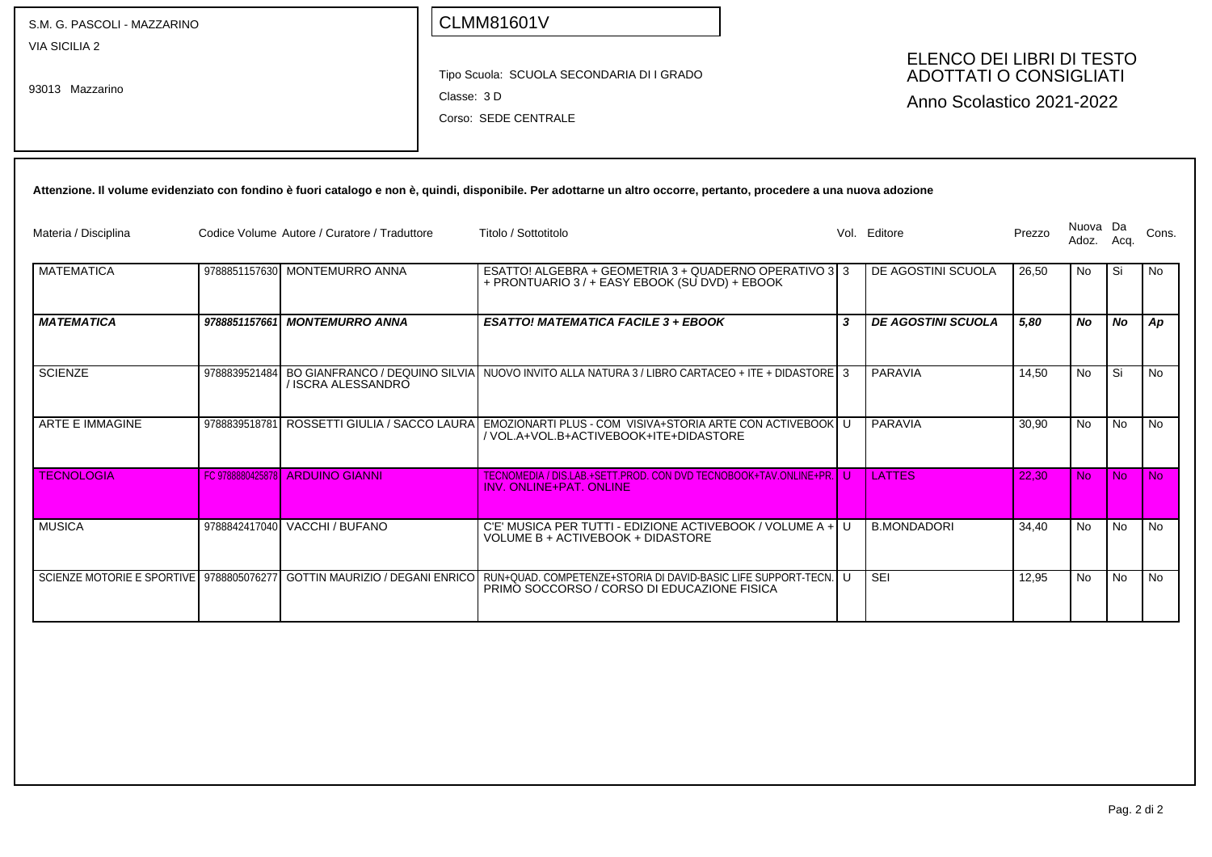S.M. G. PASCOLI - MAZZARINO
VIA SICILIA 2

93013 Mazzarino

CLMM81601V

Tipo Scuola: SCUOLA SECONDARIA DI I GRADO

Classe: 3 D

Corso: SEDE CENTRALE

# ELENCO DEI LIBRI DI TESTO ADOTTATI O CONSIGLIATI

Anno Scolastico 2021-2022

**Attenzione. Il volume evidenziato con fondino è fuori catalogo e non è, quindi, disponibile. Per adottarne un altro occorre, pertanto, procedere a una nuova adozione**

| Materia / Disciplina | Codice Volume | Autore / Curatore / Traduttore | Titolo / Sottotitolo | Vol. | Editore | Prezzo | Nuova Adoz. | Da Acq. | Cons. |
|---|---|---|---|---|---|---|---|---|---|
| MATEMATICA | 9788851157630 | MONTEMURRO ANNA | ESATTO! ALGEBRA + GEOMETRIA 3 + QUADERNO OPERATIVO 3 + PRONTUARIO 3 / + EASY EBOOK (SU DVD) + EBOOK | 3 | DE AGOSTINI SCUOLA | 26,50 | No | Si | No |
| ***MATEMATICA*** | ***9788851157661*** | ***MONTEMURRO ANNA*** | ***ESATTO! MATEMATICA FACILE 3 + EBOOK*** | ***3*** | ***DE AGOSTINI SCUOLA*** | ***5,80*** | ***No*** | ***No*** | ***Ap*** |
| SCIENZE | 9788839521484 | BO GIANFRANCO / DEQUINO SILVIA / ISCRA ALESSANDRO | NUOVO INVITO ALLA NATURA 3 / LIBRO CARTACEO + ITE + DIDASTORE | 3 | PARAVIA | 14,50 | No | Si | No |
| ARTE E IMMAGINE | 9788839518781 | ROSSETTI GIULIA / SACCO LAURA | EMOZIONARTI PLUS - COM VISIVA+STORIA ARTE CON ACTIVEBOOK / VOL.A+VOL.B+ACTIVEBOOK+ITE+DIDASTORE | U | PARAVIA | 30,90 | No | No | No |
| TECNOLOGIA | FC 9788880425878 | ARDUINO GIANNI | TECNOMEDIA / DIS LAB.+SETT.PROD. CON DVD TECNOBOOK+TAV.ONLINE+PR. INV. ONLINE+PAT. ONLINE | U | LATTES | 22,30 | No | No | No |
| MUSICA | 9788842417040 | VACCHI / BUFANO | C'E' MUSICA PER TUTTI - EDIZIONE ACTIVEBOOK / VOLUME A + VOLUME B + ACTIVEBOOK + DIDASTORE | U | B.MONDADORI | 34,40 | No | No | No |
| SCIENZE MOTORIE E SPORTIVE | 9788805076277 | GOTTIN MAURIZIO / DEGANI ENRICO | RUN+QUAD. COMPETENZE+STORIA DI DAVID-BASIC LIFE SUPPORT-TECN. PRIMO SOCCORSO / CORSO DI EDUCAZIONE FISICA | U | SEI | 12,95 | No | No | No |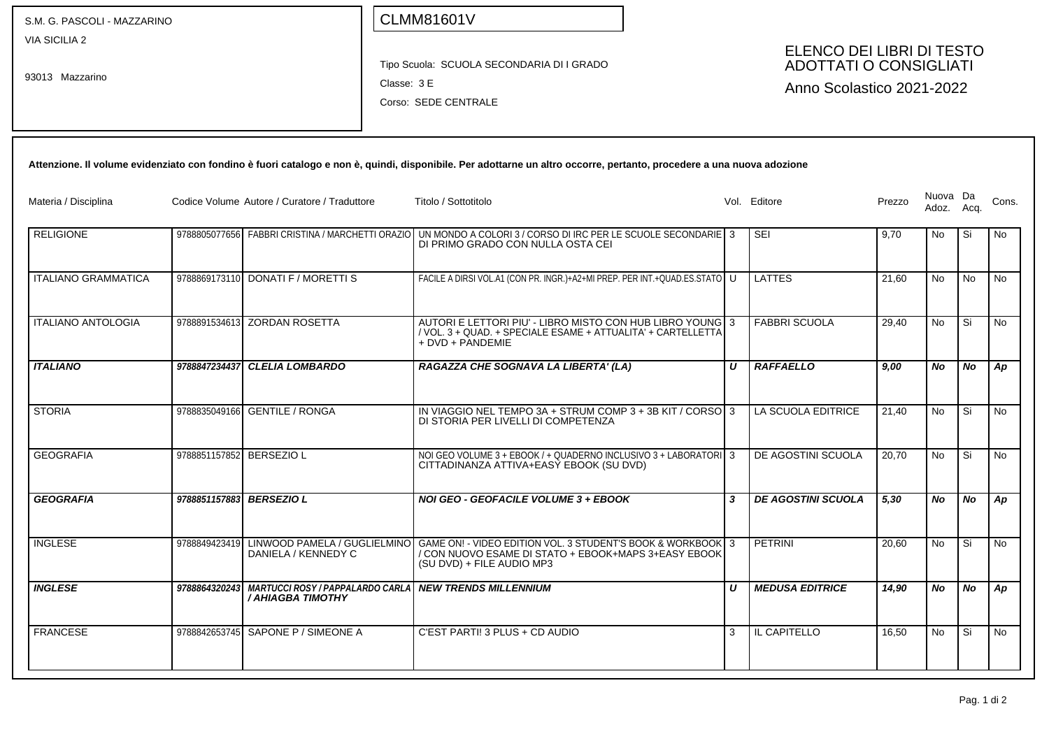S.M. G. PASCOLI - MAZZARINO
VIA SICILIA 2
93013 Mazzarino

CLMM81601V

Tipo Scuola: SCUOLA SECONDARIA DI I GRADO
Classe: 3 E
Corso: SEDE CENTRALE

## ELENCO DEI LIBRI DI TESTO ADOTTATI O CONSIGLIATI
Anno Scolastico 2021-2022

**Attenzione. Il volume evidenziato con fondino è fuori catalogo e non è, quindi, disponibile. Per adottarne un altro occorre, pertanto, procedere a una nuova adozione**

| Materia / Disciplina | Codice Volume | Autore / Curatore / Traduttore | Titolo / Sottotitolo | Vol. | Editore | Prezzo | Nuova Adoz. | Da Acq. | Cons. |
|---|---|---|---|---|---|---|---|---|---|
| RELIGIONE | 9788805077656 | FABBRI CRISTINA / MARCHETTI ORAZIO | UN MONDO A COLORI 3 / CORSO DI IRC PER LE SCUOLE SECONDARIE DI PRIMO GRADO CON NULLA OSTA CEI | 3 | SEI | 9,70 | No | Si | No |
| ITALIANO GRAMMATICA | 9788869173110 | DONATI F / MORETTI S | FACILE A DIRSI VOL.A1 (CON PR. INGR.)+A2+MI PREP. PER INT.+QUAD.ES.STATO | U | LATTES | 21,60 | No | No | No |
| ITALIANO ANTOLOGIA | 9788891534613 | ZORDAN ROSETTA | AUTORI E LETTORI PIU' - LIBRO MISTO CON HUB LIBRO YOUNG / VOL. 3 + QUAD. + SPECIALE ESAME + ATTUALITA' + CARTELLETTA + DVD + PANDEMIE | 3 | FABBRI SCUOLA | 29,40 | No | Si | No |
| ***ITALIANO*** | ***9788847234437*** | ***CLELIA LOMBARDO*** | ***RAGAZZA CHE SOGNAVA LA LIBERTA' (LA)*** | ***U*** | ***RAFFAELLO*** | ***9,00*** | ***No*** | ***No*** | ***Ap*** |
| STORIA | 9788835049166 | GENTILE / RONGA | IN VIAGGIO NEL TEMPO 3A + STRUM COMP 3 + 3B KIT / CORSO DI STORIA PER LIVELLI DI COMPETENZA | 3 | LA SCUOLA EDITRICE | 21,40 | No | Si | No |
| GEOGRAFIA | 9788851157852 | BERSEZIO L | NOI GEO VOLUME 3 + EBOOK / + QUADERNO INCLUSIVO 3 + LABORATORI CITTADINANZA ATTIVA+EASY EBOOK (SU DVD) | 3 | DE AGOSTINI SCUOLA | 20,70 | No | Si | No |
| ***GEOGRAFIA*** | ***9788851157883*** | ***BERSEZIO L*** | ***NOI GEO - GEOFACILE VOLUME 3 + EBOOK*** | ***3*** | ***DE AGOSTINI SCUOLA*** | ***5,30*** | ***No*** | ***No*** | ***Ap*** |
| INGLESE | 9788849423419 | LINWOOD PAMELA / GUGLIELMINO DANIELA / KENNEDY C | GAME ON! - VIDEO EDITION VOL. 3 STUDENT'S BOOK & WORKBOOK / CON NUOVO ESAME DI STATO + EBOOK+MAPS 3+EASY EBOOK (SU DVD) + FILE AUDIO MP3 | 3 | PETRINI | 20,60 | No | Si | No |
| ***INGLESE*** | ***9788864320243*** | ***MARTUCCI ROSY / PAPPALARDO CARLA / AHIAGBA TIMOTHY*** | ***NEW TRENDS MILLENNIUM*** | ***U*** | ***MEDUSA EDITRICE*** | ***14,90*** | ***No*** | ***No*** | ***Ap*** |
| FRANCESE | 9788842653745 | SAPONE P / SIMEONE A | C'EST PARTI! 3 PLUS + CD AUDIO | 3 | IL CAPITELLO | 16,50 | No | Si | No |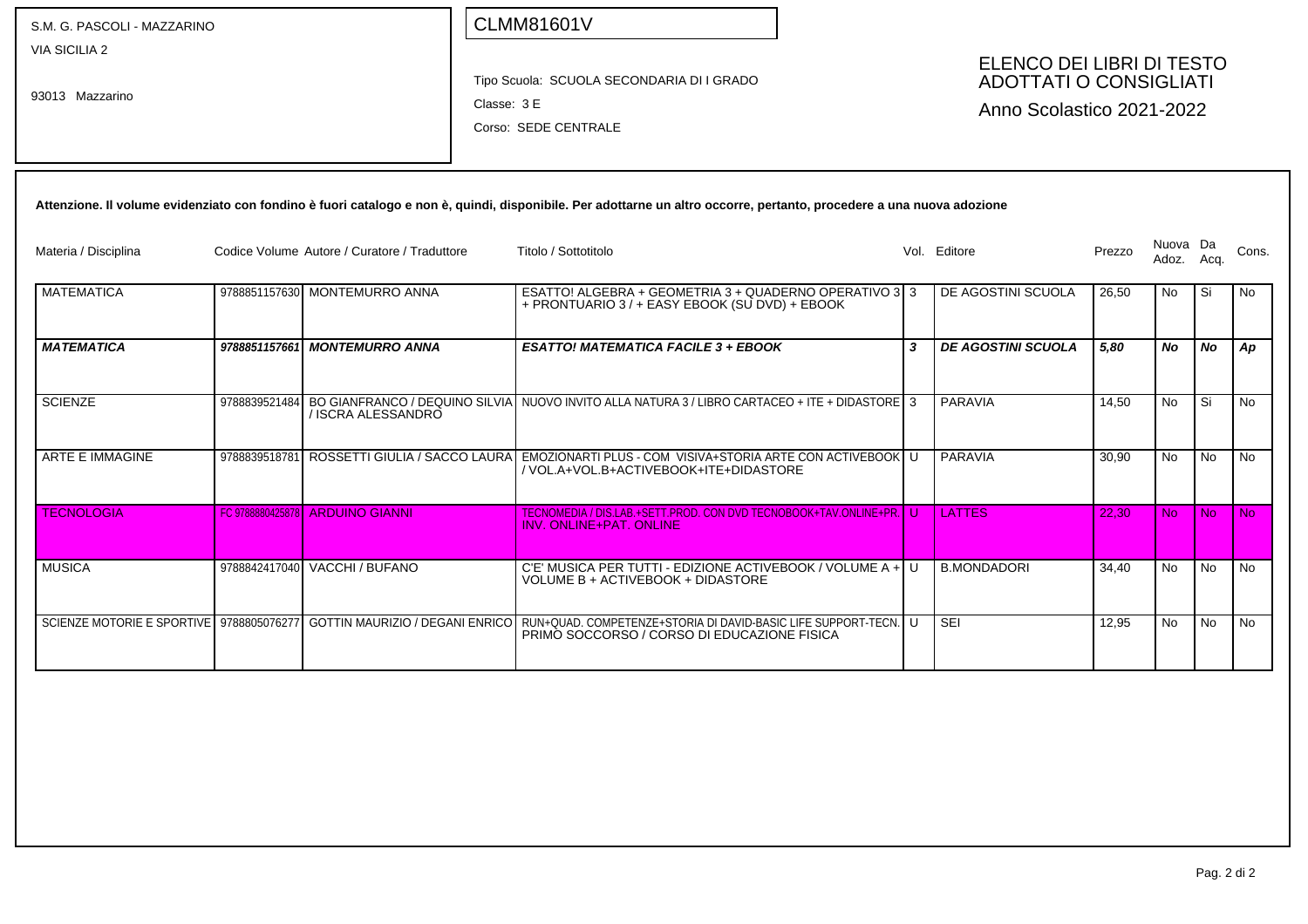S.M. G. PASCOLI - MAZZARINO
VIA SICILIA 2

93013 Mazzarino

CLMM81601V

Tipo Scuola: SCUOLA SECONDARIA DI I GRADO
Classe: 3 E
Corso: SEDE CENTRALE

## ELENCO DEI LIBRI DI TESTO ADOTTATI O CONSIGLIATI

Anno Scolastico 2021-2022

**Attenzione. Il volume evidenziato con fondino è fuori catalogo e non è, quindi, disponibile. Per adottarne un altro occorre, pertanto, procedere a una nuova adozione**

| Materia / Disciplina | Codice Volume | Autore / Curatore / Traduttore | Titolo / Sottotitolo | Vol. | Editore | Prezzo | Nuova Adoz. | Da Acq. | Cons. |
|---|---|---|---|---|---|---|---|---|---|
| MATEMATICA | 9788851157630 | MONTEMURRO ANNA | ESATTO! ALGEBRA + GEOMETRIA 3 + QUADERNO OPERATIVO 3 + PRONTUARIO 3 / + EASY EBOOK (SU DVD) + EBOOK | 3 | DE AGOSTINI SCUOLA | 26,50 | No | Si | No |
| ***MATEMATICA*** | ***9788851157661*** | ***MONTEMURRO ANNA*** | ***ESATTO! MATEMATICA FACILE 3 + EBOOK*** | ***3*** | ***DE AGOSTINI SCUOLA*** | ***5,80*** | ***No*** | ***No*** | ***Ap*** |
| SCIENZE | 9788839521484 | BO GIANFRANCO / DEQUINO SILVIA / ISCRA ALESSANDRO | NUOVO INVITO ALLA NATURA 3 / LIBRO CARTACEO + ITE + DIDASTORE | 3 | PARAVIA | 14,50 | No | Si | No |
| ARTE E IMMAGINE | 9788839518781 | ROSSETTI GIULIA / SACCO LAURA | EMOZIONARTI PLUS - COM VISIVA+STORIA ARTE CON ACTIVEBOOK / VOL.A+VOL.B+ACTIVEBOOK+ITE+DIDASTORE | U | PARAVIA | 30,90 | No | No | No |
| TECNOLOGIA | FC 9788880425878 | ARDUINO GIANNI | TECNOMEDIA / DIS LAB.+SETT.PROD. CON DVD TECNOBOOK+TAV.ONLINE+PR. INV. ONLINE+PAT. ONLINE | U | LATTES | 22,30 | No | No | No |
| MUSICA | 9788842417040 | VACCHI / BUFANO | C'E' MUSICA PER TUTTI - EDIZIONE ACTIVEBOOK / VOLUME A + VOLUME B + ACTIVEBOOK + DIDASTORE | U | B.MONDADORI | 34,40 | No | No | No |
| SCIENZE MOTORIE E SPORTIVE | 9788805076277 | GOTTIN MAURIZIO / DEGANI ENRICO | RUN+QUAD. COMPETENZE+STORIA DI DAVID-BASIC LIFE SUPPORT-TECN. PRIMO SOCCORSO / CORSO DI EDUCAZIONE FISICA | U | SEI | 12,95 | No | No | No |